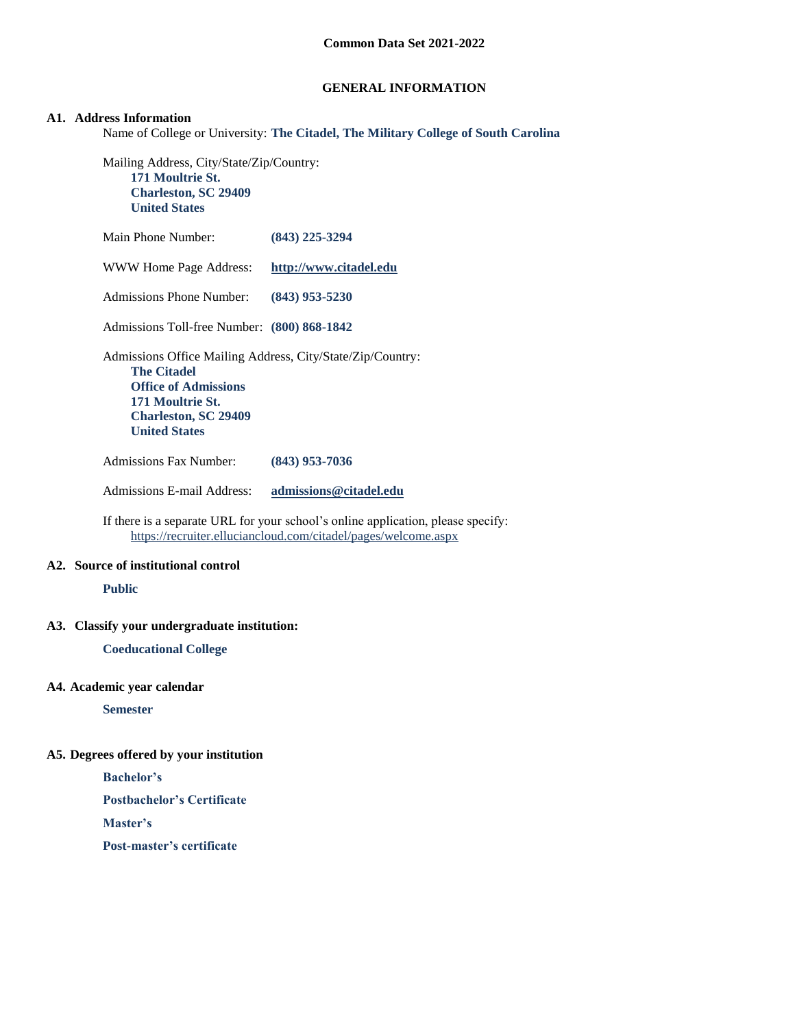**Common Data Set 2021-2022**

## GENERAL INFORMATION

### A1. Address Information

Name of College or University: **The Citadel, The Military College of South Carolina**

Mailing Address, City/State/Zip/Country:
**171 Moultrie St.**
**Charleston, SC 29409**
**United States**

Main Phone Number: **(843) 225-3294**

WWW Home Page Address: **http://www.citadel.edu**

Admissions Phone Number: **(843) 953-5230**

Admissions Toll-free Number: **(800) 868-1842**

Admissions Office Mailing Address, City/State/Zip/Country:
**The Citadel**
**Office of Admissions**
**171 Moultrie St.**
**Charleston, SC 29409**
**United States**

Admissions Fax Number: **(843) 953-7036**

Admissions E-mail Address: **admissions@citadel.edu**

If there is a separate URL for your school's online application, please specify:
https://recruiter.elluciancloud.com/citadel/pages/welcome.aspx

### A2. Source of institutional control

**Public**

### A3. Classify your undergraduate institution:

**Coeducational College**

### A4. Academic year calendar

**Semester**

### A5. Degrees offered by your institution

**Bachelor's**

**Postbachelor's Certificate**

**Master's**

**Post-master's certificate**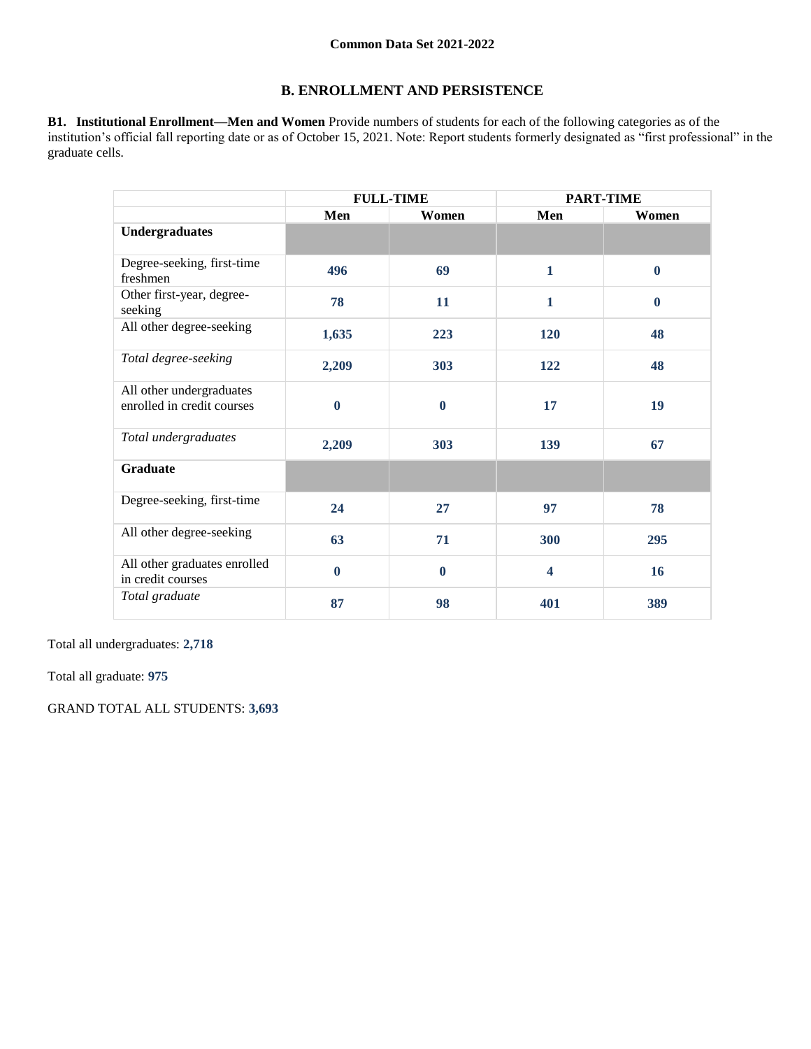**Common Data Set 2021-2022**

## B. ENROLLMENT AND PERSISTENCE

**B1. Institutional Enrollment—Men and Women** Provide numbers of students for each of the following categories as of the institution's official fall reporting date or as of October 15, 2021. Note: Report students formerly designated as "first professional" in the graduate cells.

| | FULL-TIME | | PART-TIME | |
|---|---|---|---|---|
| | **Men** | **Women** | **Men** | **Women** |
| **Undergraduates** | | | | |
| Degree-seeking, first-time freshmen | **496** | **69** | **1** | **0** |
| Other first-year, degree-seeking | **78** | **11** | **1** | **0** |
| All other degree-seeking | **1,635** | **223** | **120** | **48** |
| *Total degree-seeking* | **2,209** | **303** | **122** | **48** |
| All other undergraduates enrolled in credit courses | **0** | **0** | **17** | **19** |
| *Total undergraduates* | **2,209** | **303** | **139** | **67** |
| **Graduate** | | | | |
| Degree-seeking, first-time | **24** | **27** | **97** | **78** |
| All other degree-seeking | **63** | **71** | **300** | **295** |
| All other graduates enrolled in credit courses | **0** | **0** | **4** | **16** |
| *Total graduate* | **87** | **98** | **401** | **389** |

Total all undergraduates: **2,718**

Total all graduate: **975**

GRAND TOTAL ALL STUDENTS: **3,693**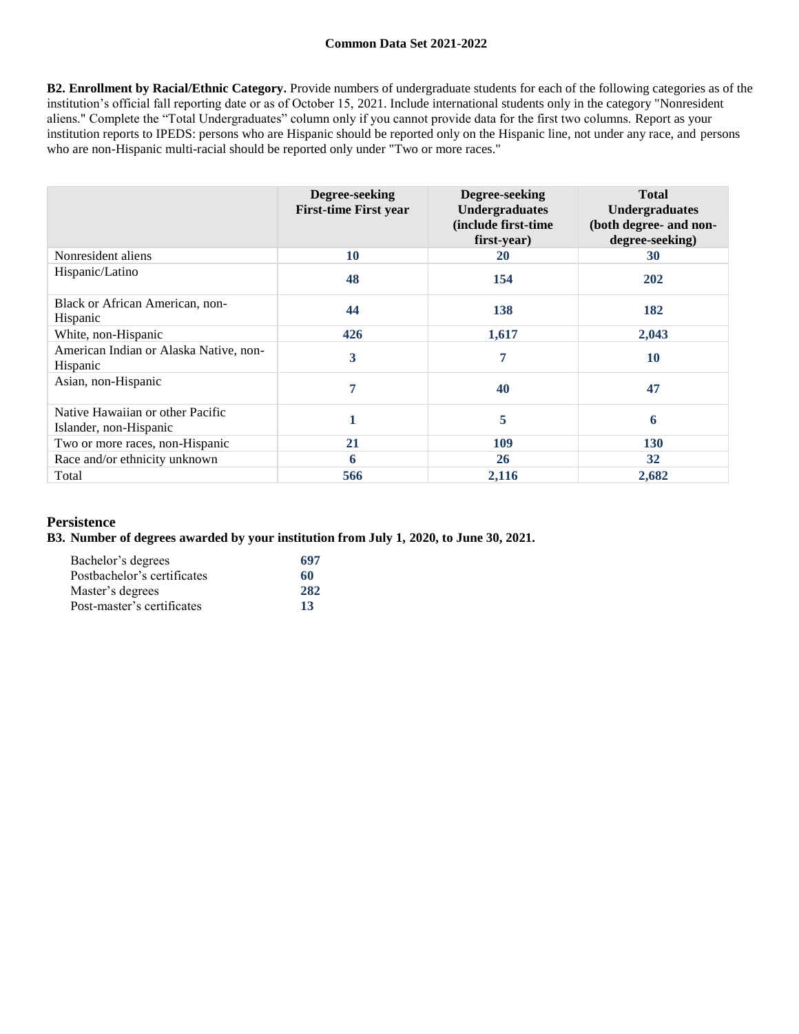**B2. Enrollment by Racial/Ethnic Category.** Provide numbers of undergraduate students for each of the following categories as of the institution's official fall reporting date or as of October 15, 2021. Include international students only in the category "Nonresident aliens." Complete the "Total Undergraduates" column only if you cannot provide data for the first two columns. Report as your institution reports to IPEDS: persons who are Hispanic should be reported only on the Hispanic line, not under any race, and persons who are non-Hispanic multi-racial should be reported only under "Two or more races."

| | Degree-seeking First-time First year | Degree-seeking Undergraduates (include first-time first-year) | Total Undergraduates (both degree- and non-degree-seeking) |
|---|---|---|---|
| Nonresident aliens | **10** | **20** | **30** |
| Hispanic/Latino | **48** | **154** | **202** |
| Black or African American, non-Hispanic | **44** | **138** | **182** |
| White, non-Hispanic | **426** | **1,617** | **2,043** |
| American Indian or Alaska Native, non-Hispanic | **3** | **7** | **10** |
| Asian, non-Hispanic | **7** | **40** | **47** |
| Native Hawaiian or other Pacific Islander, non-Hispanic | **1** | **5** | **6** |
| Two or more races, non-Hispanic | **21** | **109** | **130** |
| Race and/or ethnicity unknown | **6** | **26** | **32** |
| Total | **566** | **2,116** | **2,682** |

## Persistence

**B3. Number of degrees awarded by your institution from July 1, 2020, to June 30, 2021.**

| | |
|---|---|
| Bachelor's degrees | **697** |
| Postbachelor's certificates | **60** |
| Master's degrees | **282** |
| Post-master's certificates | **13** |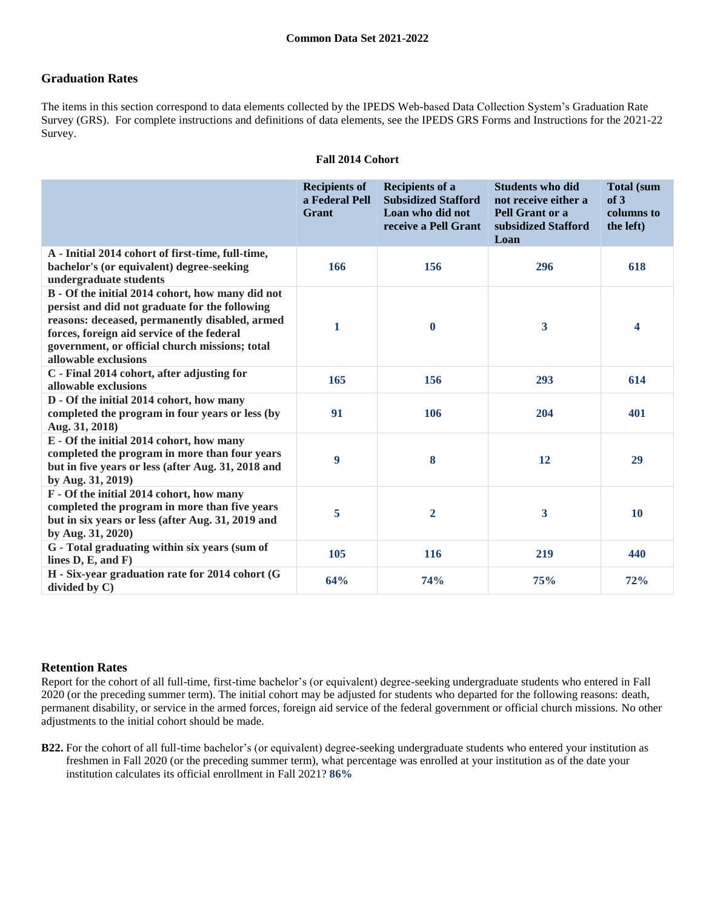## Graduation Rates

The items in this section correspond to data elements collected by the IPEDS Web-based Data Collection System's Graduation Rate Survey (GRS). For complete instructions and definitions of data elements, see the IPEDS GRS Forms and Instructions for the 2021-22 Survey.

**Fall 2014 Cohort**

| | Recipients of a Federal Pell Grant | Recipients of a Subsidized Stafford Loan who did not receive a Pell Grant | Students who did not receive either a Pell Grant or a subsidized Stafford Loan | Total (sum of 3 columns to the left) |
|---|---|---|---|---|
| **A - Initial 2014 cohort of first-time, full-time, bachelor's (or equivalent) degree-seeking undergraduate students** | **166** | **156** | **296** | **618** |
| **B - Of the initial 2014 cohort, how many did not persist and did not graduate for the following reasons: deceased, permanently disabled, armed forces, foreign aid service of the federal government, or official church missions; total allowable exclusions** | **1** | **0** | **3** | **4** |
| **C - Final 2014 cohort, after adjusting for allowable exclusions** | **165** | **156** | **293** | **614** |
| **D - Of the initial 2014 cohort, how many completed the program in four years or less (by Aug. 31, 2018)** | **91** | **106** | **204** | **401** |
| **E - Of the initial 2014 cohort, how many completed the program in more than four years but in five years or less (after Aug. 31, 2018 and by Aug. 31, 2019)** | **9** | **8** | **12** | **29** |
| **F - Of the initial 2014 cohort, how many completed the program in more than five years but in six years or less (after Aug. 31, 2019 and by Aug. 31, 2020)** | **5** | **2** | **3** | **10** |
| **G - Total graduating within six years (sum of lines D, E, and F)** | **105** | **116** | **219** | **440** |
| **H - Six-year graduation rate for 2014 cohort (G divided by C)** | **64%** | **74%** | **75%** | **72%** |

## Retention Rates

Report for the cohort of all full-time, first-time bachelor's (or equivalent) degree-seeking undergraduate students who entered in Fall 2020 (or the preceding summer term). The initial cohort may be adjusted for students who departed for the following reasons: death, permanent disability, or service in the armed forces, foreign aid service of the federal government or official church missions. No other adjustments to the initial cohort should be made.

**B22.** For the cohort of all full-time bachelor's (or equivalent) degree-seeking undergraduate students who entered your institution as freshmen in Fall 2020 (or the preceding summer term), what percentage was enrolled at your institution as of the date your institution calculates its official enrollment in Fall 2021? **86%**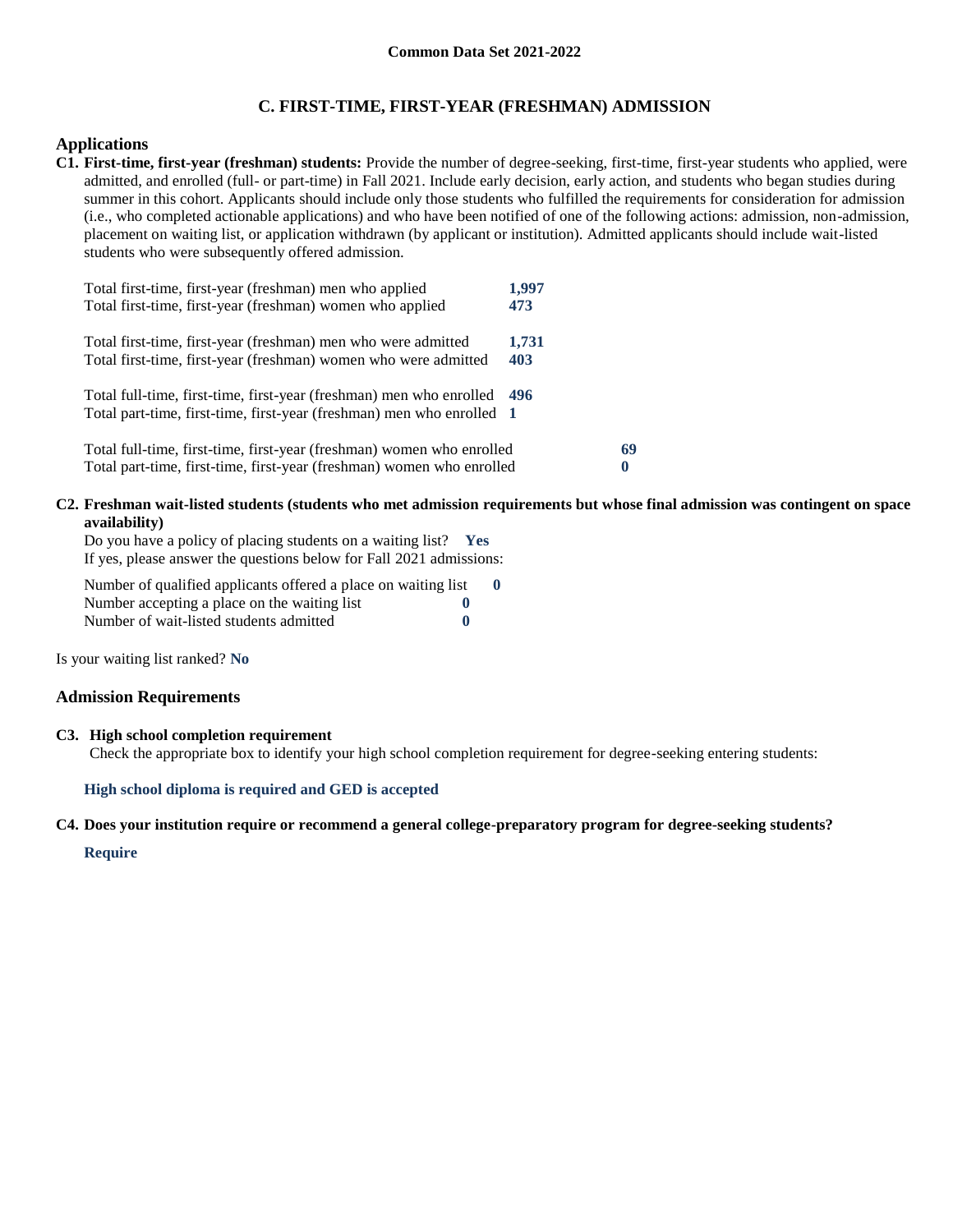## C. FIRST-TIME, FIRST-YEAR (FRESHMAN) ADMISSION

### Applications

**C1. First-time, first-year (freshman) students:** Provide the number of degree-seeking, first-time, first-year students who applied, were admitted, and enrolled (full- or part-time) in Fall 2021. Include early decision, early action, and students who began studies during summer in this cohort. Applicants should include only those students who fulfilled the requirements for consideration for admission (i.e., who completed actionable applications) and who have been notified of one of the following actions: admission, non-admission, placement on waiting list, or application withdrawn (by applicant or institution). Admitted applicants should include wait-listed students who were subsequently offered admission.

| | |
|---|---|
| Total first-time, first-year (freshman) men who applied | **1,997** |
| Total first-time, first-year (freshman) women who applied | **473** |
| Total first-time, first-year (freshman) men who were admitted | **1,731** |
| Total first-time, first-year (freshman) women who were admitted | **403** |
| Total full-time, first-time, first-year (freshman) men who enrolled | **496** |
| Total part-time, first-time, first-year (freshman) men who enrolled | **1** |
| Total full-time, first-time, first-year (freshman) women who enrolled | **69** |
| Total part-time, first-time, first-year (freshman) women who enrolled | **0** |

**C2. Freshman wait-listed students (students who met admission requirements but whose final admission was contingent on space availability)**

Do you have a policy of placing students on a waiting list? **Yes**

If yes, please answer the questions below for Fall 2021 admissions:

| | |
|---|---|
| Number of qualified applicants offered a place on waiting list | **0** |
| Number accepting a place on the waiting list | **0** |
| Number of wait-listed students admitted | **0** |

Is your waiting list ranked? **No**

### Admission Requirements

**C3. High school completion requirement**

Check the appropriate box to identify your high school completion requirement for degree-seeking entering students:

**High school diploma is required and GED is accepted**

**C4. Does your institution require or recommend a general college-preparatory program for degree-seeking students?**

**Require**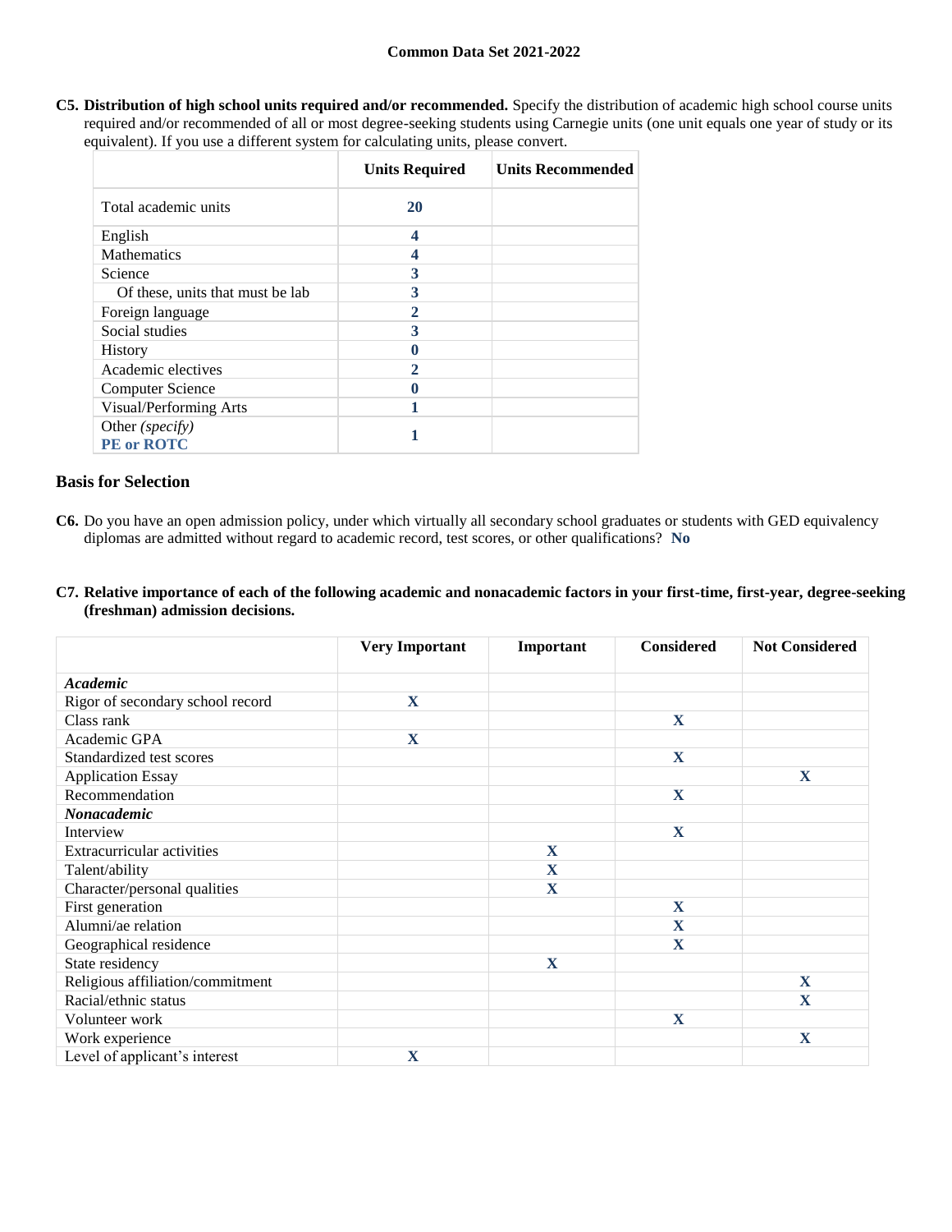**C5. Distribution of high school units required and/or recommended.** Specify the distribution of academic high school course units required and/or recommended of all or most degree-seeking students using Carnegie units (one unit equals one year of study or its equivalent). If you use a different system for calculating units, please convert.

| | Units Required | Units Recommended |
|---|---|---|
| Total academic units | **20** | |
| English | **4** | |
| Mathematics | **4** | |
| Science | **3** | |
| Of these, units that must be lab | **3** | |
| Foreign language | **2** | |
| Social studies | **3** | |
| History | **0** | |
| Academic electives | **2** | |
| Computer Science | **0** | |
| Visual/Performing Arts | **1** | |
| Other *(specify)* **PE or ROTC** | **1** | |

## Basis for Selection

**C6.** Do you have an open admission policy, under which virtually all secondary school graduates or students with GED equivalency diplomas are admitted without regard to academic record, test scores, or other qualifications? **No**

**C7. Relative importance of each of the following academic and nonacademic factors in your first-time, first-year, degree-seeking (freshman) admission decisions.**

| | Very Important | Important | Considered | Not Considered |
|---|---|---|---|---|
| ***Academic*** | | | | |
| Rigor of secondary school record | **X** | | | |
| Class rank | | | **X** | |
| Academic GPA | **X** | | | |
| Standardized test scores | | | **X** | |
| Application Essay | | | | **X** |
| Recommendation | | | **X** | |
| ***Nonacademic*** | | | | |
| Interview | | | **X** | |
| Extracurricular activities | | **X** | | |
| Talent/ability | | **X** | | |
| Character/personal qualities | | **X** | | |
| First generation | | | **X** | |
| Alumni/ae relation | | | **X** | |
| Geographical residence | | | **X** | |
| State residency | | **X** | | |
| Religious affiliation/commitment | | | | **X** |
| Racial/ethnic status | | | | **X** |
| Volunteer work | | | **X** | |
| Work experience | | | | **X** |
| Level of applicant's interest | **X** | | | |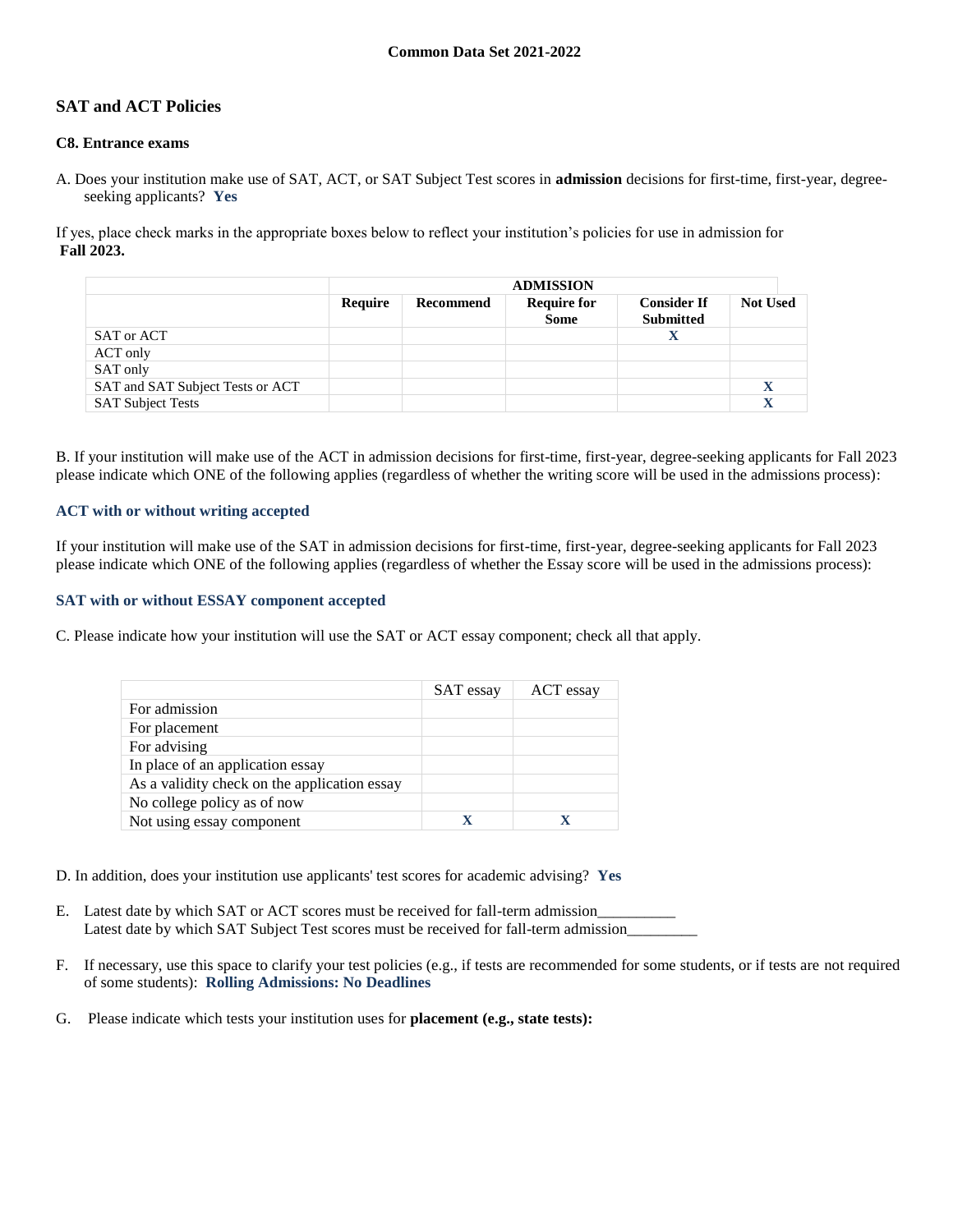## SAT and ACT Policies

### C8. Entrance exams

A. Does your institution make use of SAT, ACT, or SAT Subject Test scores in **admission** decisions for first-time, first-year, degree-seeking applicants? **Yes**

If yes, place check marks in the appropriate boxes below to reflect your institution's policies for use in admission for **Fall 2023.**

| | ADMISSION | | | | |
|---|---|---|---|---|---|
| | **Require** | **Recommend** | **Require for Some** | **Consider If Submitted** | **Not Used** |
| SAT or ACT | | | | X | |
| ACT only | | | | | |
| SAT only | | | | | |
| SAT and SAT Subject Tests or ACT | | | | | X |
| SAT Subject Tests | | | | | X |

B. If your institution will make use of the ACT in admission decisions for first-time, first-year, degree-seeking applicants for Fall 2023 please indicate which ONE of the following applies (regardless of whether the writing score will be used in the admissions process):

**ACT with or without writing accepted**

If your institution will make use of the SAT in admission decisions for first-time, first-year, degree-seeking applicants for Fall 2023 please indicate which ONE of the following applies (regardless of whether the Essay score will be used in the admissions process):

**SAT with or without ESSAY component accepted**

C. Please indicate how your institution will use the SAT or ACT essay component; check all that apply.

| | SAT essay | ACT essay |
|---|---|---|
| For admission | | |
| For placement | | |
| For advising | | |
| In place of an application essay | | |
| As a validity check on the application essay | | |
| No college policy as of now | | |
| Not using essay component | X | X |

D. In addition, does your institution use applicants' test scores for academic advising? **Yes**

E. Latest date by which SAT or ACT scores must be received for fall-term admission__________
Latest date by which SAT Subject Test scores must be received for fall-term admission_________

F. If necessary, use this space to clarify your test policies (e.g., if tests are recommended for some students, or if tests are not required of some students): **Rolling Admissions: No Deadlines**

G. Please indicate which tests your institution uses for **placement (e.g., state tests):**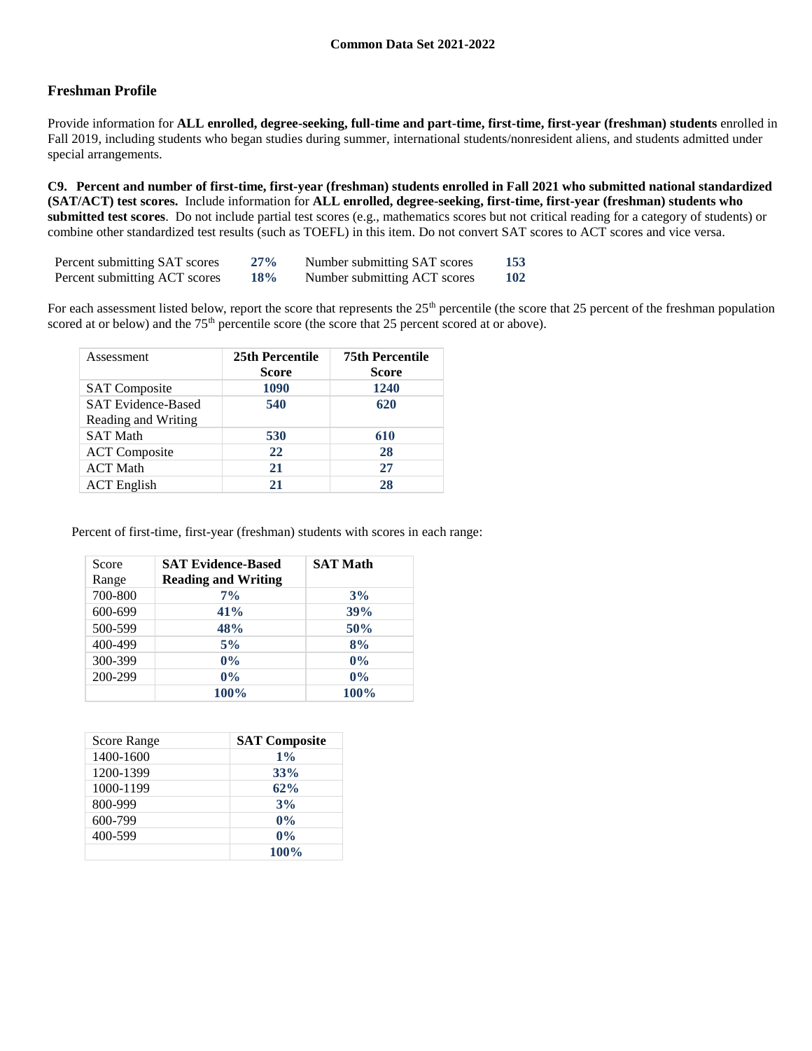## Freshman Profile

Provide information for **ALL enrolled, degree-seeking, full-time and part-time, first-time, first-year (freshman) students** enrolled in Fall 2019, including students who began studies during summer, international students/nonresident aliens, and students admitted under special arrangements.

**C9. Percent and number of first-time, first-year (freshman) students enrolled in Fall 2021 who submitted national standardized (SAT/ACT) test scores.** Include information for **ALL enrolled, degree-seeking, first-time, first-year (freshman) students who submitted test scores**. Do not include partial test scores (e.g., mathematics scores but not critical reading for a category of students) or combine other standardized test results (such as TOEFL) in this item. Do not convert SAT scores to ACT scores and vice versa.

| | | | |
|---|---|---|---|
| Percent submitting SAT scores | 27% | Number submitting SAT scores | 153 |
| Percent submitting ACT scores | 18% | Number submitting ACT scores | 102 |

For each assessment listed below, report the score that represents the 25th percentile (the score that 25 percent of the freshman population scored at or below) and the 75th percentile score (the score that 25 percent scored at or above).

| Assessment | 25th Percentile Score | 75th Percentile Score |
|---|---|---|
| SAT Composite | 1090 | 1240 |
| SAT Evidence-Based Reading and Writing | 540 | 620 |
| SAT Math | 530 | 610 |
| ACT Composite | 22 | 28 |
| ACT Math | 21 | 27 |
| ACT English | 21 | 28 |

Percent of first-time, first-year (freshman) students with scores in each range:

| Score Range | SAT Evidence-Based Reading and Writing | SAT Math |
|---|---|---|
| 700-800 | 7% | 3% |
| 600-699 | 41% | 39% |
| 500-599 | 48% | 50% |
| 400-499 | 5% | 8% |
| 300-399 | 0% | 0% |
| 200-299 | 0% | 0% |
| | 100% | 100% |

| Score Range | SAT Composite |
|---|---|
| 1400-1600 | 1% |
| 1200-1399 | 33% |
| 1000-1199 | 62% |
| 800-999 | 3% |
| 600-799 | 0% |
| 400-599 | 0% |
| | 100% |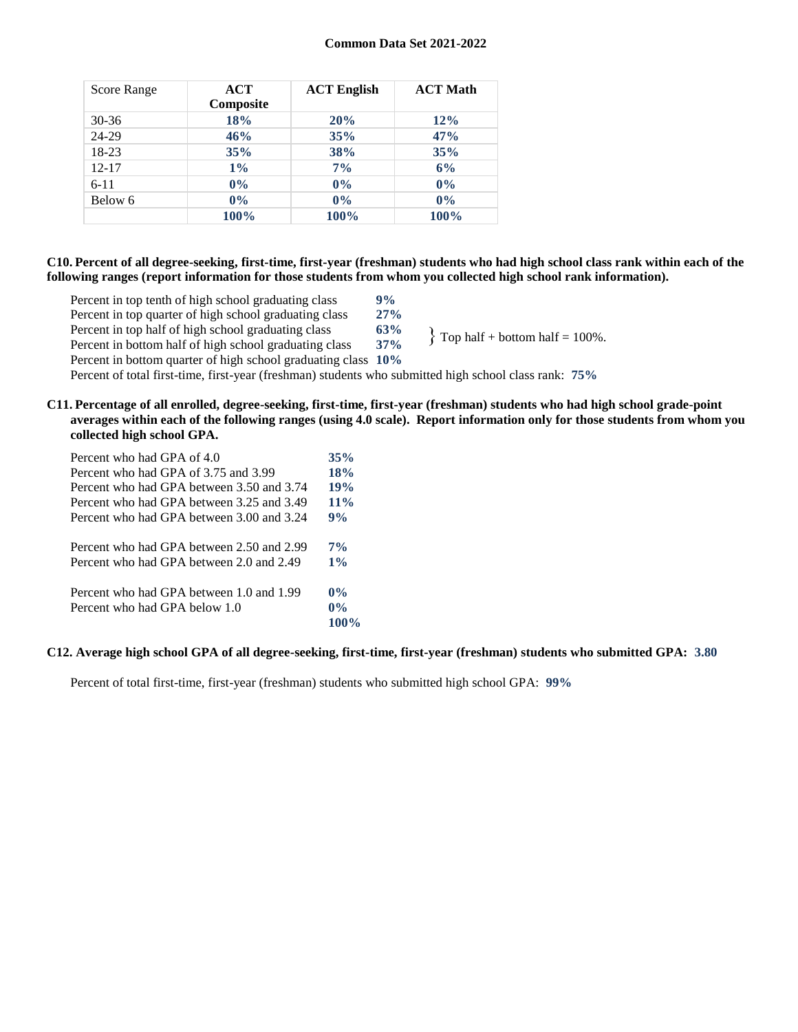| Score Range | ACT Composite | ACT English | ACT Math |
| --- | --- | --- | --- |
| 30-36 | **18%** | **20%** | **12%** |
| 24-29 | **46%** | **35%** | **47%** |
| 18-23 | **35%** | **38%** | **35%** |
| 12-17 | **1%** | **7%** | **6%** |
| 6-11 | **0%** | **0%** | **0%** |
| Below 6 | **0%** | **0%** | **0%** |
| | **100%** | **100%** | **100%** |

**C10. Percent of all degree-seeking, first-time, first-year (freshman) students who had high school class rank within each of the following ranges (report information for those students from whom you collected high school rank information).**

| | |
| --- | --- |
| Percent in top tenth of high school graduating class | **9%** |
| Percent in top quarter of high school graduating class | **27%** |
| Percent in top half of high school graduating class | **63%** |
| Percent in bottom half of high school graduating class | **37%** |
| Percent in bottom quarter of high school graduating class | **10%** |

} Top half + bottom half = 100%.

Percent of total first-time, first-year (freshman) students who submitted high school class rank: **75%**

**C11. Percentage of all enrolled, degree-seeking, first-time, first-year (freshman) students who had high school grade-point averages within each of the following ranges (using 4.0 scale). Report information only for those students from whom you collected high school GPA.**

| | |
| --- | --- |
| Percent who had GPA of 4.0 | **35%** |
| Percent who had GPA of 3.75 and 3.99 | **18%** |
| Percent who had GPA between 3.50 and 3.74 | **19%** |
| Percent who had GPA between 3.25 and 3.49 | **11%** |
| Percent who had GPA between 3.00 and 3.24 | **9%** |
| Percent who had GPA between 2.50 and 2.99 | **7%** |
| Percent who had GPA between 2.0 and 2.49 | **1%** |
| Percent who had GPA between 1.0 and 1.99 | **0%** |
| Percent who had GPA below 1.0 | **0%** |
| | **100%** |

**C12. Average high school GPA of all degree-seeking, first-time, first-year (freshman) students who submitted GPA: 3.80**

Percent of total first-time, first-year (freshman) students who submitted high school GPA: **99%**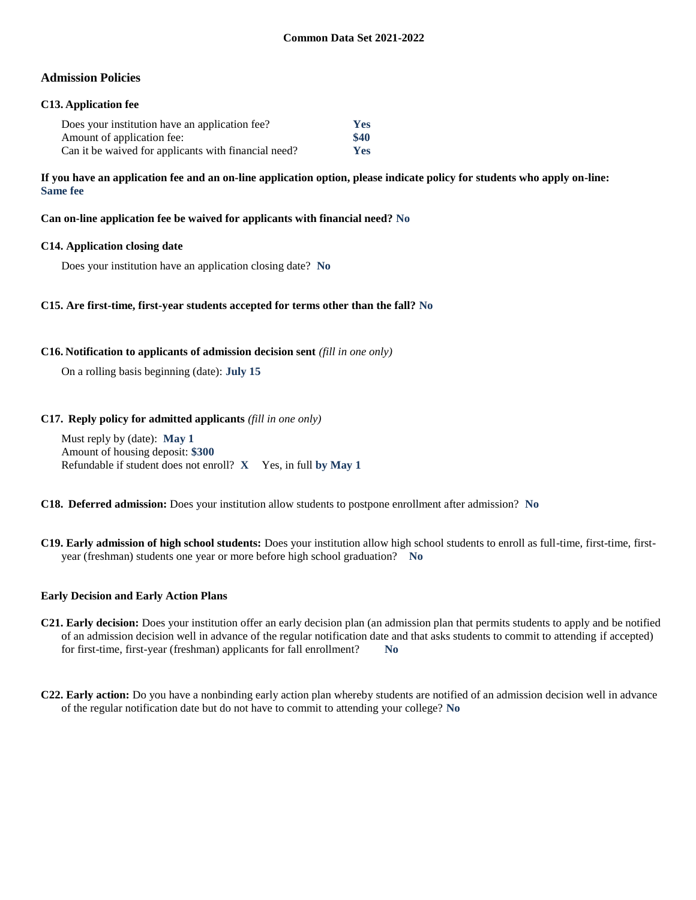## Admission Policies

### C13. Application fee

| | |
|---|---|
| Does your institution have an application fee? | **Yes** |
| Amount of application fee: | **$40** |
| Can it be waived for applicants with financial need? | **Yes** |

**If you have an application fee and an on-line application option, please indicate policy for students who apply on-line:** **Same fee**

**Can on-line application fee be waived for applicants with financial need?** **No**

### C14. Application closing date

Does your institution have an application closing date? **No**

### C15. Are first-time, first-year students accepted for terms other than the fall? No

### C16. Notification to applicants of admission decision sent *(fill in one only)*

On a rolling basis beginning (date): **July 15**

### C17. Reply policy for admitted applicants *(fill in one only)*

Must reply by (date): **May 1**
Amount of housing deposit: **$300**
Refundable if student does not enroll? **X** Yes, in full **by May 1**

**C18. Deferred admission:** Does your institution allow students to postpone enrollment after admission? **No**

**C19. Early admission of high school students:** Does your institution allow high school students to enroll as full-time, first-time, first-year (freshman) students one year or more before high school graduation? **No**

### Early Decision and Early Action Plans

**C21. Early decision:** Does your institution offer an early decision plan (an admission plan that permits students to apply and be notified of an admission decision well in advance of the regular notification date and that asks students to commit to attending if accepted) for first-time, first-year (freshman) applicants for fall enrollment? **No**

**C22. Early action:** Do you have a nonbinding early action plan whereby students are notified of an admission decision well in advance of the regular notification date but do not have to commit to attending your college? **No**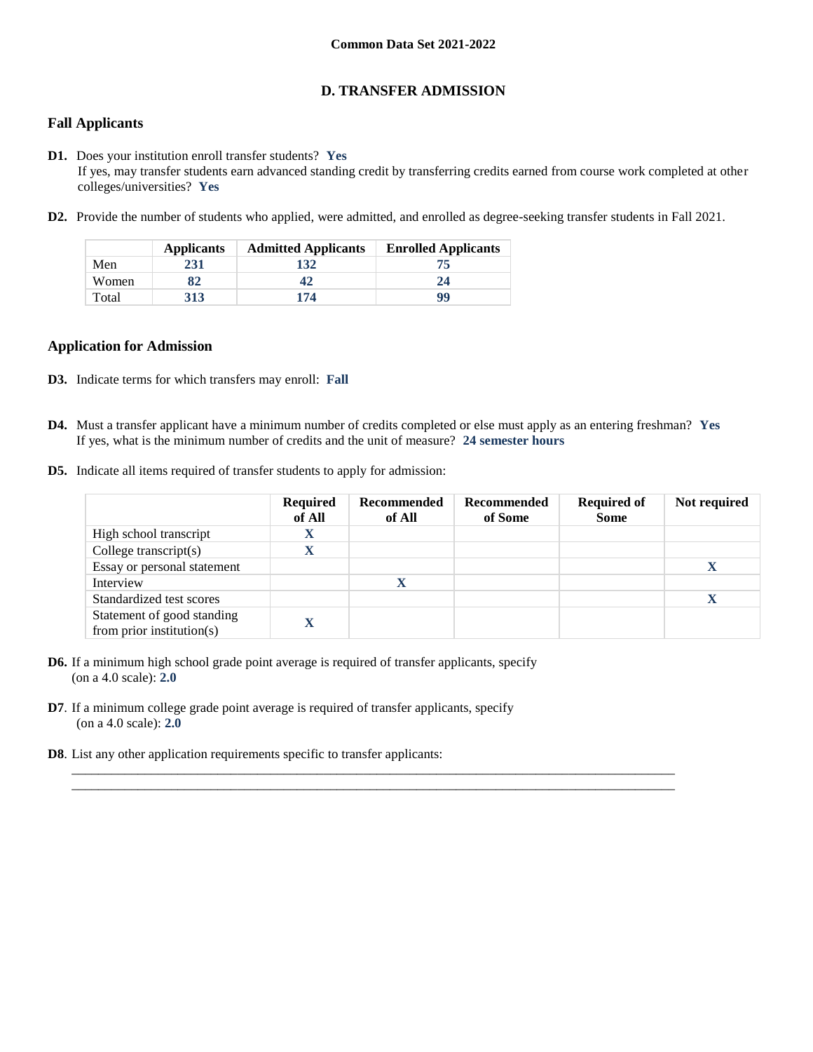Common Data Set 2021-2022

## D. TRANSFER ADMISSION

### Fall Applicants

**D1.** Does your institution enroll transfer students? **Yes**
If yes, may transfer students earn advanced standing credit by transferring credits earned from course work completed at other colleges/universities? **Yes**

**D2.** Provide the number of students who applied, were admitted, and enrolled as degree-seeking transfer students in Fall 2021.

| | Applicants | Admitted Applicants | Enrolled Applicants |
|---|---|---|---|
| Men | 231 | 132 | 75 |
| Women | 82 | 42 | 24 |
| Total | 313 | 174 | 99 |

### Application for Admission

**D3.** Indicate terms for which transfers may enroll: **Fall**

**D4.** Must a transfer applicant have a minimum number of credits completed or else must apply as an entering freshman? **Yes**
If yes, what is the minimum number of credits and the unit of measure? **24 semester hours**

**D5.** Indicate all items required of transfer students to apply for admission:

| | Required of All | Recommended of All | Recommended of Some | Required of Some | Not required |
|---|---|---|---|---|---|
| High school transcript | X | | | | |
| College transcript(s) | X | | | | |
| Essay or personal statement | | | | | X |
| Interview | | X | | | |
| Standardized test scores | | | | | X |
| Statement of good standing from prior institution(s) | X | | | | |

**D6.** If a minimum high school grade point average is required of transfer applicants, specify (on a 4.0 scale): **2.0**

**D7**. If a minimum college grade point average is required of transfer applicants, specify (on a 4.0 scale): **2.0**

**D8**. List any other application requirements specific to transfer applicants: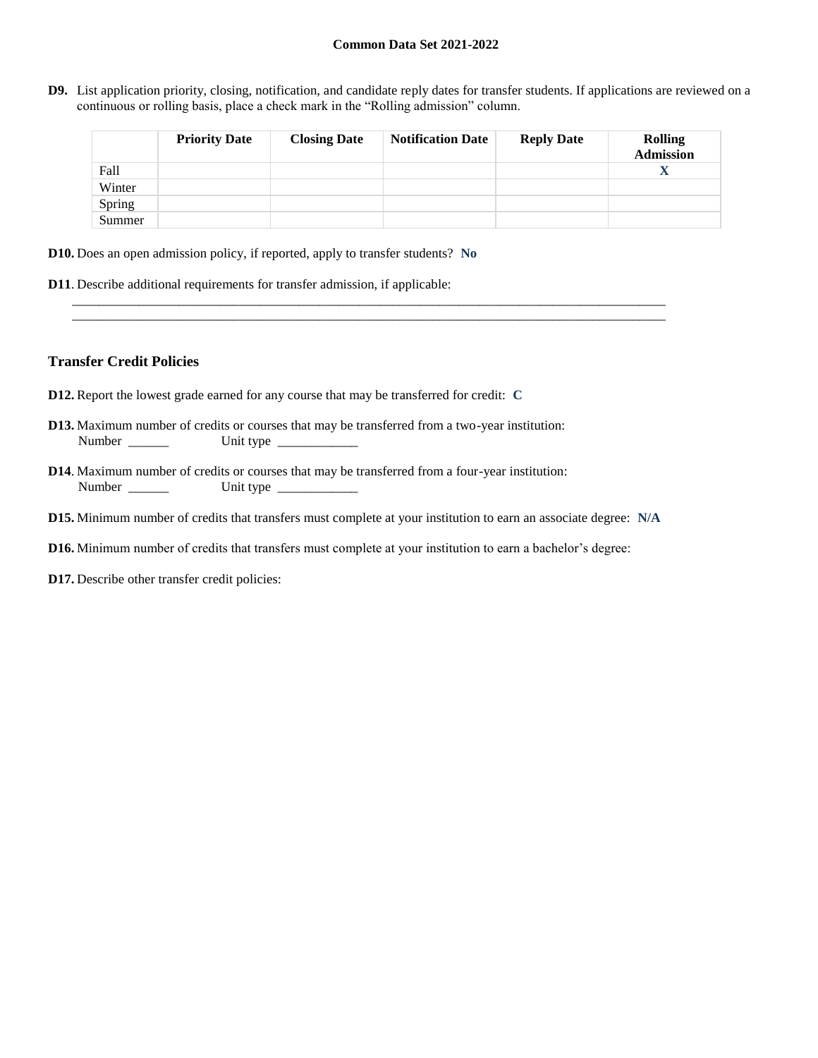**Common Data Set 2021-2022**

**D9.** List application priority, closing, notification, and candidate reply dates for transfer students. If applications are reviewed on a continuous or rolling basis, place a check mark in the "Rolling admission" column.

| | Priority Date | Closing Date | Notification Date | Reply Date | Rolling Admission |
|---|---|---|---|---|---|
| Fall | | | | | **X** |
| Winter | | | | | |
| Spring | | | | | |
| Summer | | | | | |

**D10.** Does an open admission policy, if reported, apply to transfer students? **No**

**D11**. Describe additional requirements for transfer admission, if applicable:

_______________________________________________________________________________________

_______________________________________________________________________________________

## Transfer Credit Policies

**D12.** Report the lowest grade earned for any course that may be transferred for credit: **C**

**D13.** Maximum number of credits or courses that may be transferred from a two-year institution:
Number ______ Unit type ____________

**D14**. Maximum number of credits or courses that may be transferred from a four-year institution:
Number ______ Unit type ____________

**D15.** Minimum number of credits that transfers must complete at your institution to earn an associate degree: **N/A**

**D16.** Minimum number of credits that transfers must complete at your institution to earn a bachelor's degree:

**D17.** Describe other transfer credit policies: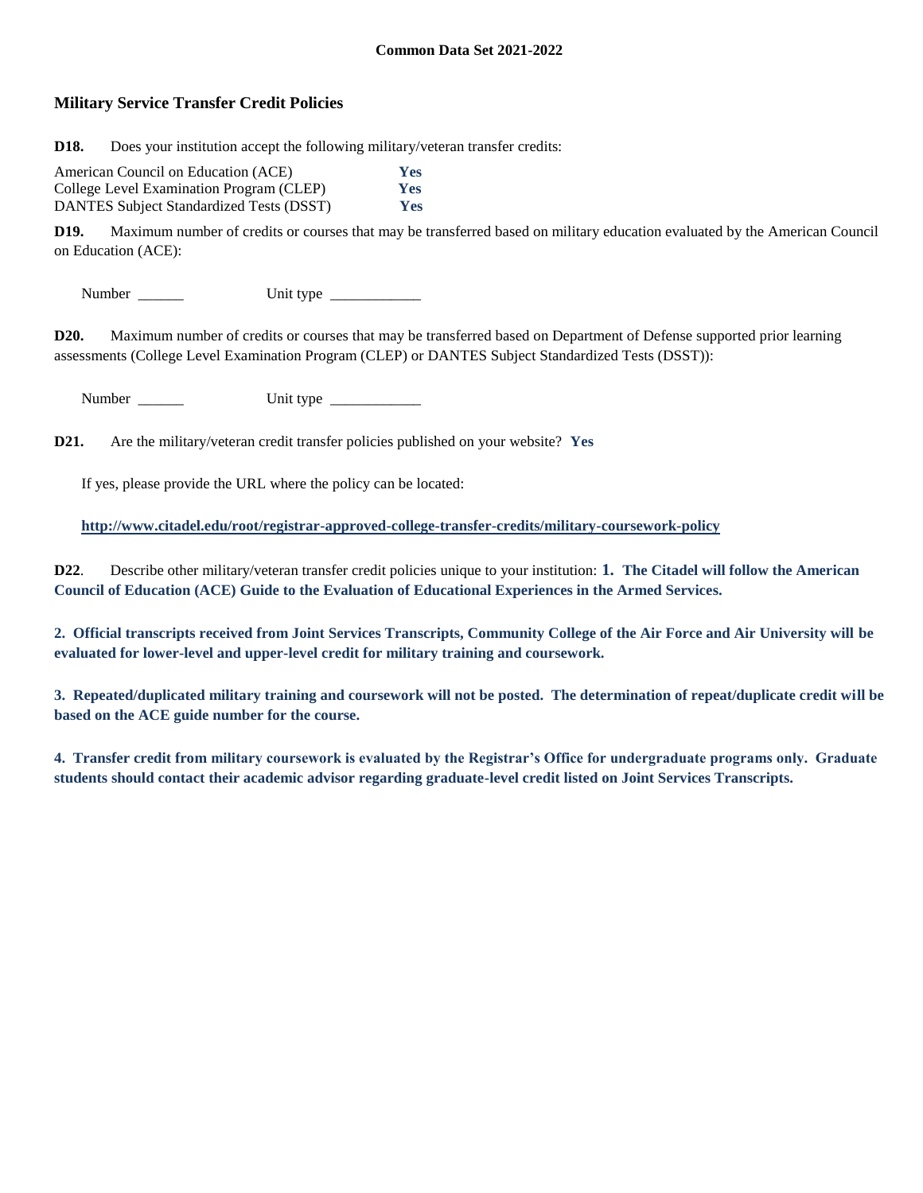**Common Data Set 2021-2022**

## Military Service Transfer Credit Policies

**D18.** Does your institution accept the following military/veteran transfer credits:

| | |
|---|---|
| American Council on Education (ACE) | **Yes** |
| College Level Examination Program (CLEP) | **Yes** |
| DANTES Subject Standardized Tests (DSST) | **Yes** |

**D19.** Maximum number of credits or courses that may be transferred based on military education evaluated by the American Council on Education (ACE):

Number ______ Unit type ____________

**D20.** Maximum number of credits or courses that may be transferred based on Department of Defense supported prior learning assessments (College Level Examination Program (CLEP) or DANTES Subject Standardized Tests (DSST)):

Number ______ Unit type ____________

**D21.** Are the military/veteran credit transfer policies published on your website? **Yes**

If yes, please provide the URL where the policy can be located:

**http://www.citadel.edu/root/registrar-approved-college-transfer-credits/military-coursework-policy**

**D22**. Describe other military/veteran transfer credit policies unique to your institution: **1. The Citadel will follow the American Council of Education (ACE) Guide to the Evaluation of Educational Experiences in the Armed Services.**

**2. Official transcripts received from Joint Services Transcripts, Community College of the Air Force and Air University will be evaluated for lower-level and upper-level credit for military training and coursework.**

**3. Repeated/duplicated military training and coursework will not be posted. The determination of repeat/duplicate credit will be based on the ACE guide number for the course.**

**4. Transfer credit from military coursework is evaluated by the Registrar's Office for undergraduate programs only. Graduate students should contact their academic advisor regarding graduate-level credit listed on Joint Services Transcripts.**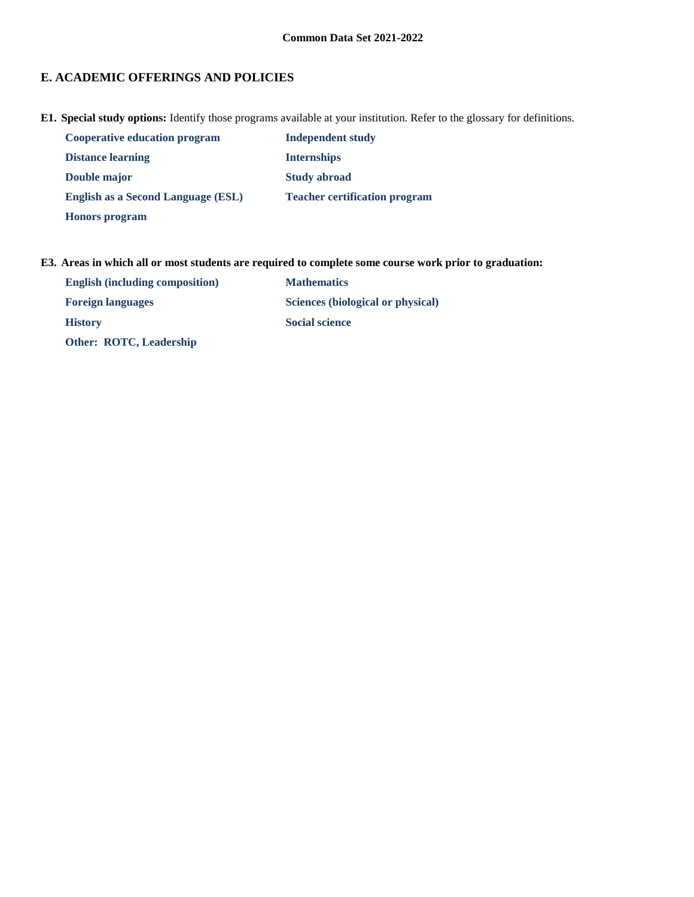Common Data Set 2021-2022

## E. ACADEMIC OFFERINGS AND POLICIES

**E1. Special study options:** Identify those programs available at your institution. Refer to the glossary for definitions.

- **Cooperative education program**
- **Distance learning**
- **Double major**
- **English as a Second Language (ESL)**
- **Honors program**
- **Independent study**
- **Internships**
- **Study abroad**
- **Teacher certification program**

**E3. Areas in which all or most students are required to complete some course work prior to graduation:**

- **English (including composition)**
- **Foreign languages**
- **History**
- **Other: ROTC, Leadership**
- **Mathematics**
- **Sciences (biological or physical)**
- **Social science**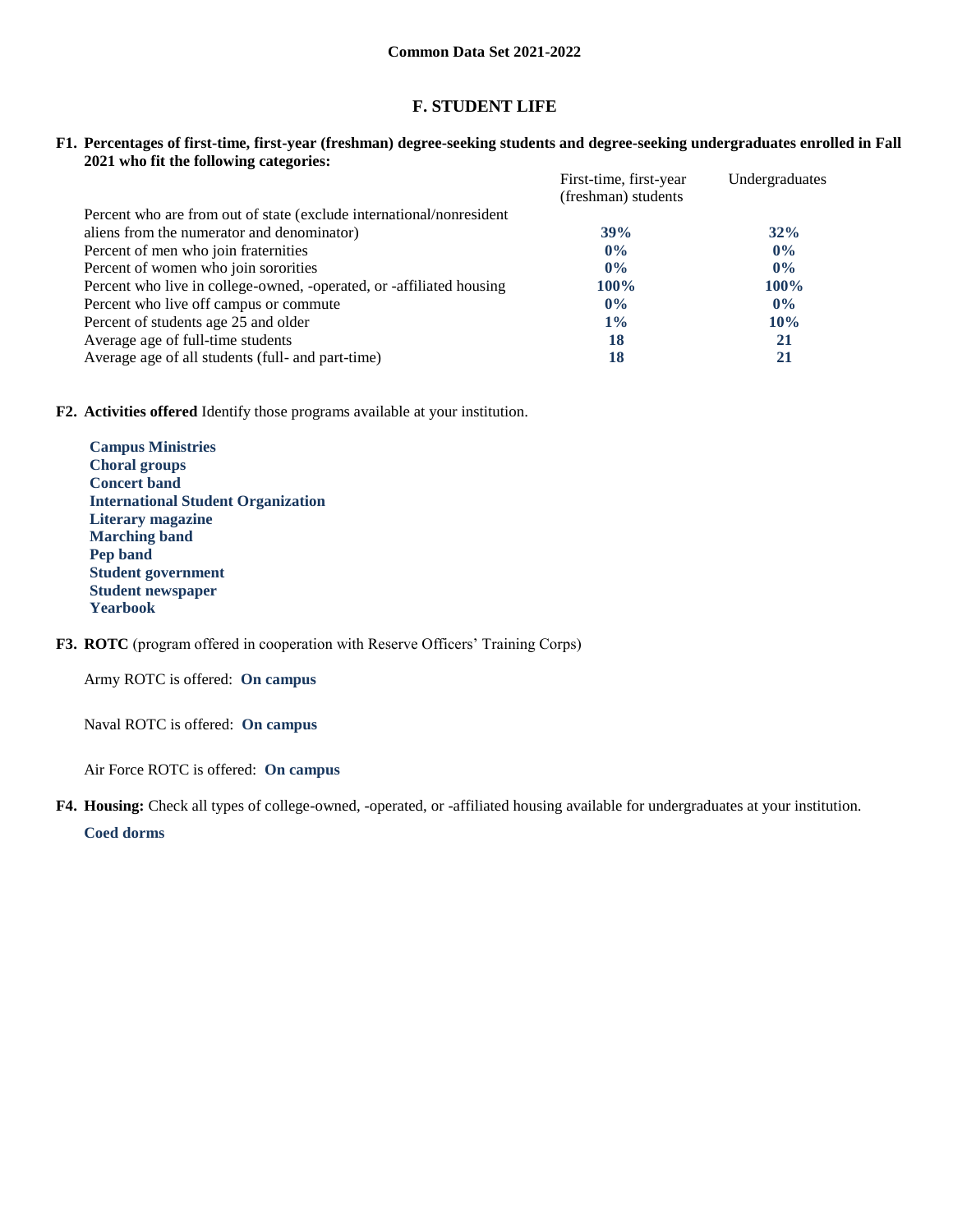**Common Data Set 2021-2022**

## F. STUDENT LIFE

**F1. Percentages of first-time, first-year (freshman) degree-seeking students and degree-seeking undergraduates enrolled in Fall 2021 who fit the following categories:**

| | First-time, first-year (freshman) students | Undergraduates |
|---|---|---|
| Percent who are from out of state (exclude international/nonresident aliens from the numerator and denominator) | **39%** | **32%** |
| Percent of men who join fraternities | **0%** | **0%** |
| Percent of women who join sororities | **0%** | **0%** |
| Percent who live in college-owned, -operated, or -affiliated housing | **100%** | **100%** |
| Percent who live off campus or commute | **0%** | **0%** |
| Percent of students age 25 and older | **1%** | **10%** |
| Average age of full-time students | **18** | **21** |
| Average age of all students (full- and part-time) | **18** | **21** |

**F2. Activities offered** Identify those programs available at your institution.

**Campus Ministries**
**Choral groups**
**Concert band**
**International Student Organization**
**Literary magazine**
**Marching band**
**Pep band**
**Student government**
**Student newspaper**
**Yearbook**

**F3. ROTC** (program offered in cooperation with Reserve Officers' Training Corps)

Army ROTC is offered: **On campus**

Naval ROTC is offered: **On campus**

Air Force ROTC is offered: **On campus**

**F4. Housing:** Check all types of college-owned, -operated, or -affiliated housing available for undergraduates at your institution.

**Coed dorms**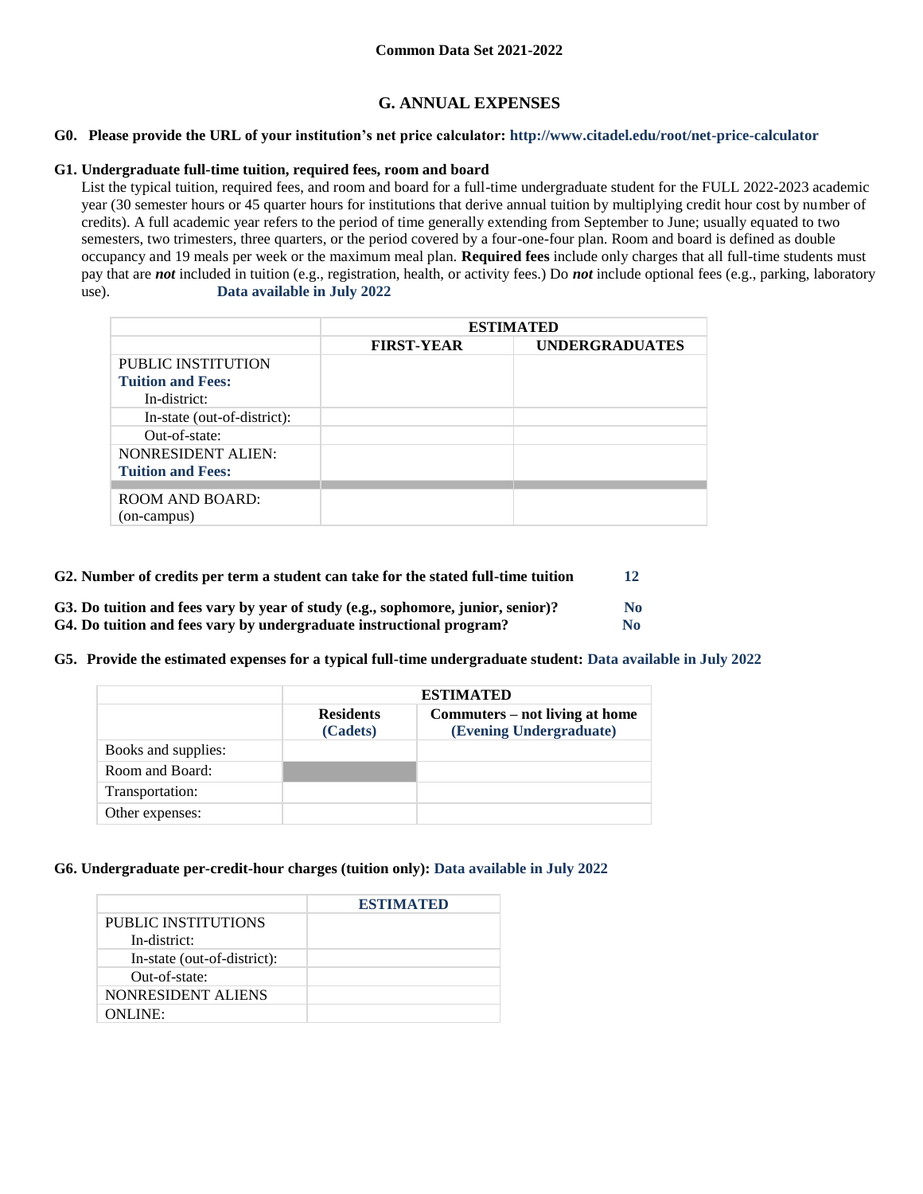Common Data Set 2021-2022

## G. ANNUAL EXPENSES

**G0. Please provide the URL of your institution's net price calculator: http://www.citadel.edu/root/net-price-calculator**

**G1. Undergraduate full-time tuition, required fees, room and board**

List the typical tuition, required fees, and room and board for a full-time undergraduate student for the FULL 2022-2023 academic year (30 semester hours or 45 quarter hours for institutions that derive annual tuition by multiplying credit hour cost by number of credits). A full academic year refers to the period of time generally extending from September to June; usually equated to two semesters, two trimesters, three quarters, or the period covered by a four-one-four plan. Room and board is defined as double occupancy and 19 meals per week or the maximum meal plan. **Required fees** include only charges that all full-time students must pay that are ***not*** included in tuition (e.g., registration, health, or activity fees.) Do ***not*** include optional fees (e.g., parking, laboratory use). **Data available in July 2022**

| | ESTIMATED | |
|---|---|---|
| | FIRST-YEAR | UNDERGRADUATES |
| PUBLIC INSTITUTION **Tuition and Fees:** In-district: | | |
| In-state (out-of-district): | | |
| Out-of-state: | | |
| NONRESIDENT ALIEN: **Tuition and Fees:** | | |
| | | |
| ROOM AND BOARD: (on-campus) | | |

**G2. Number of credits per term a student can take for the stated full-time tuition** **12**

**G3. Do tuition and fees vary by year of study (e.g., sophomore, junior, senior)?** **No**

**G4. Do tuition and fees vary by undergraduate instructional program?** **No**

**G5. Provide the estimated expenses for a typical full-time undergraduate student: Data available in July 2022**

| | ESTIMATED | |
|---|---|---|
| | Residents (Cadets) | Commuters – not living at home (Evening Undergraduate) |
| Books and supplies: | | |
| Room and Board: | | |
| Transportation: | | |
| Other expenses: | | |

**G6. Undergraduate per-credit-hour charges (tuition only): Data available in July 2022**

| | ESTIMATED |
|---|---|
| PUBLIC INSTITUTIONS In-district: | |
| In-state (out-of-district): | |
| Out-of-state: | |
| NONRESIDENT ALIENS | |
| ONLINE: | |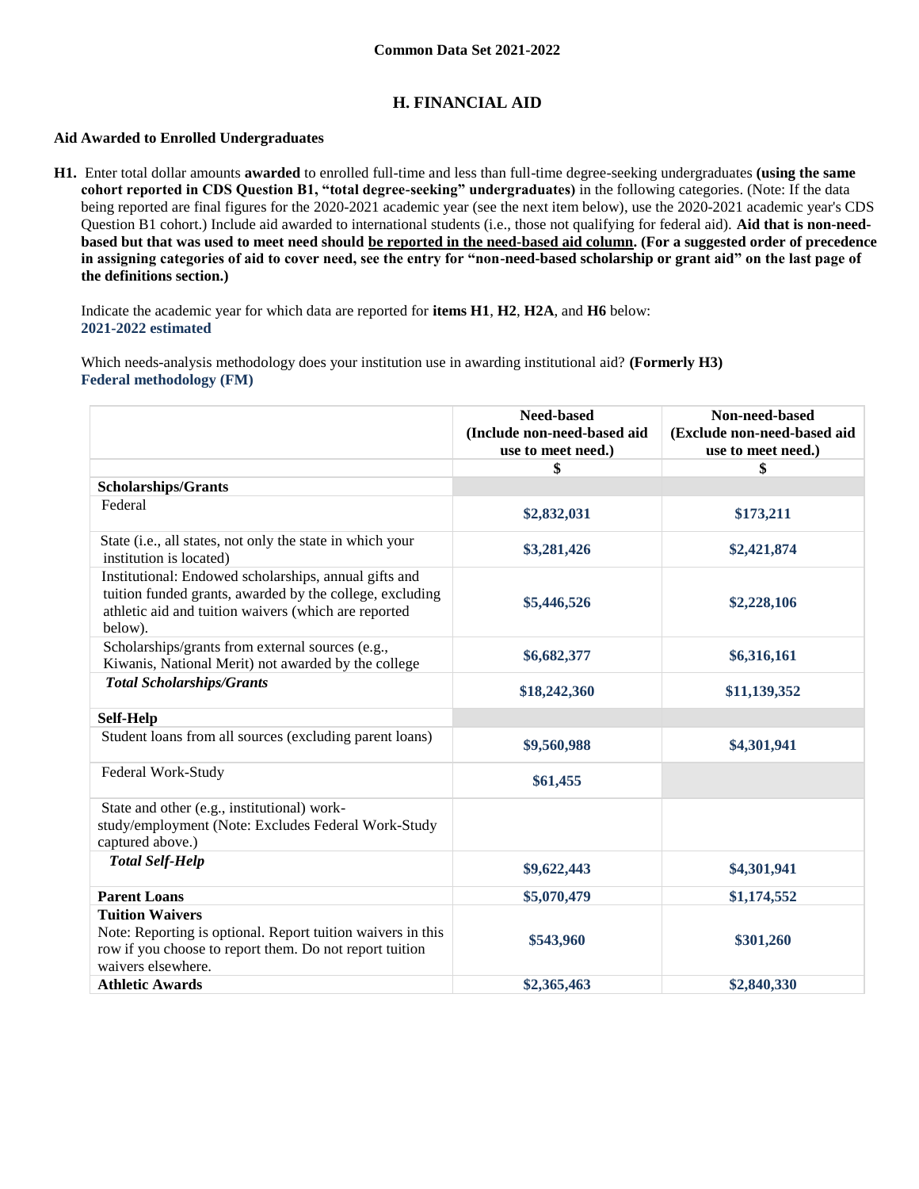**Common Data Set 2021-2022**

## H. FINANCIAL AID

### Aid Awarded to Enrolled Undergraduates

**H1.** Enter total dollar amounts **awarded** to enrolled full-time and less than full-time degree-seeking undergraduates **(using the same cohort reported in CDS Question B1, "total degree-seeking" undergraduates)** in the following categories. (Note: If the data being reported are final figures for the 2020-2021 academic year (see the next item below), use the 2020-2021 academic year's CDS Question B1 cohort.) Include aid awarded to international students (i.e., those not qualifying for federal aid). **Aid that is non-need-based but that was used to meet need should be reported in the need-based aid column. (For a suggested order of precedence in assigning categories of aid to cover need, see the entry for "non-need-based scholarship or grant aid" on the last page of the definitions section.)**

Indicate the academic year for which data are reported for **items H1**, **H2**, **H2A**, and **H6** below:
**2021-2022 estimated**

Which needs-analysis methodology does your institution use in awarding institutional aid? **(Formerly H3)**
**Federal methodology (FM)**

| | Need-based (Include non-need-based aid use to meet need.) | Non-need-based (Exclude non-need-based aid use to meet need.) |
|---|---|---|
| | $ | $ |
| **Scholarships/Grants** | | |
| Federal | $2,832,031 | $173,211 |
| State (i.e., all states, not only the state in which your institution is located) | $3,281,426 | $2,421,874 |
| Institutional: Endowed scholarships, annual gifts and tuition funded grants, awarded by the college, excluding athletic aid and tuition waivers (which are reported below). | $5,446,526 | $2,228,106 |
| Scholarships/grants from external sources (e.g., Kiwanis, National Merit) not awarded by the college | $6,682,377 | $6,316,161 |
| ***Total Scholarships/Grants*** | $18,242,360 | $11,139,352 |
| **Self-Help** | | |
| Student loans from all sources (excluding parent loans) | $9,560,988 | $4,301,941 |
| Federal Work-Study | $61,455 | |
| State and other (e.g., institutional) work-study/employment (Note: Excludes Federal Work-Study captured above.) | | |
| ***Total Self-Help*** | $9,622,443 | $4,301,941 |
| **Parent Loans** | $5,070,479 | $1,174,552 |
| **Tuition Waivers** Note: Reporting is optional. Report tuition waivers in this row if you choose to report them. Do not report tuition waivers elsewhere. | $543,960 | $301,260 |
| **Athletic Awards** | $2,365,463 | $2,840,330 |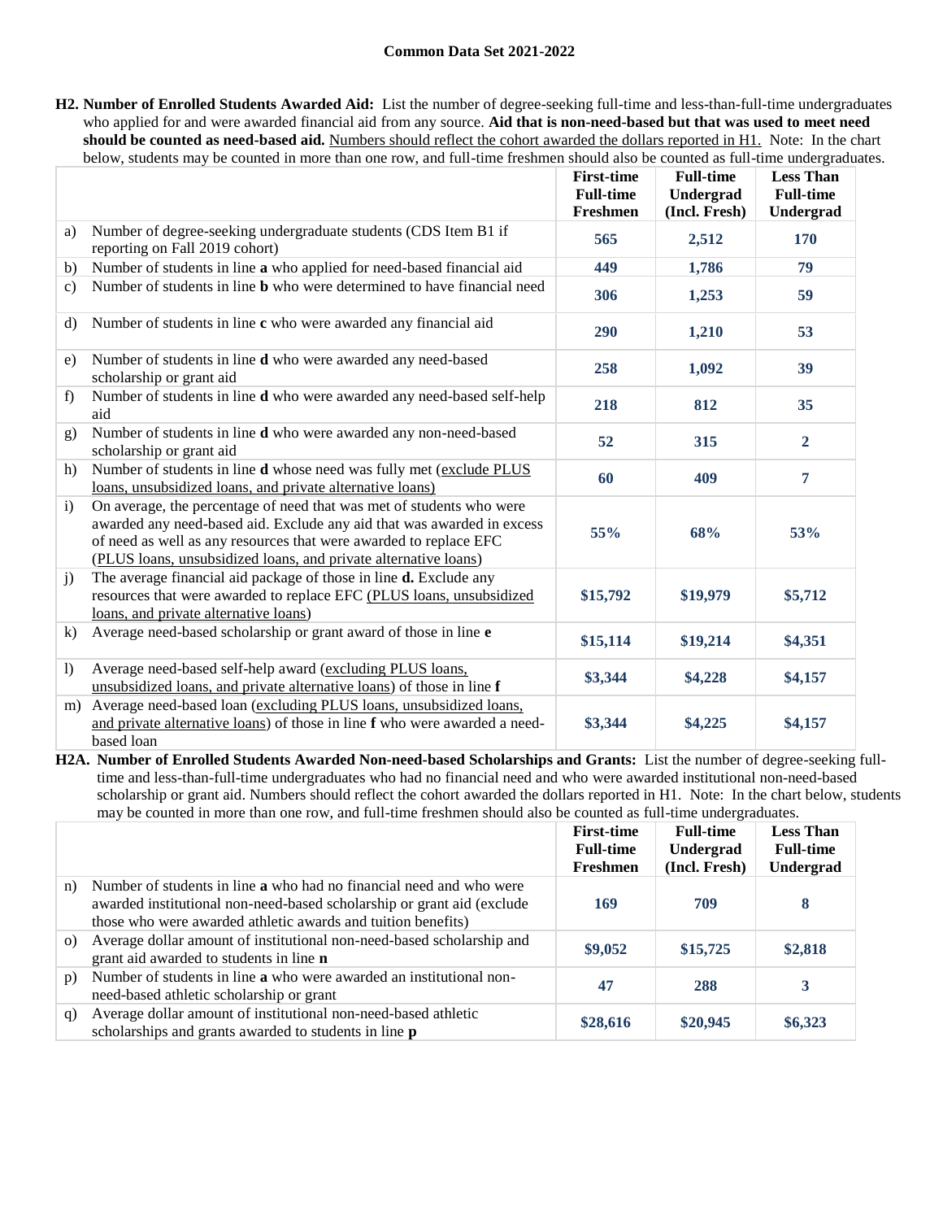**H2. Number of Enrolled Students Awarded Aid:** List the number of degree-seeking full-time and less-than-full-time undergraduates who applied for and were awarded financial aid from any source. **Aid that is non-need-based but that was used to meet need should be counted as need-based aid.** Numbers should reflect the cohort awarded the dollars reported in H1. Note: In the chart below, students may be counted in more than one row, and full-time freshmen should also be counted as full-time undergraduates.

| | | First-time Full-time Freshmen | Full-time Undergrad (Incl. Fresh) | Less Than Full-time Undergrad |
|---|---|---|---|---|
| a) | Number of degree-seeking undergraduate students (CDS Item B1 if reporting on Fall 2019 cohort) | 565 | 2,512 | 170 |
| b) | Number of students in line **a** who applied for need-based financial aid | 449 | 1,786 | 79 |
| c) | Number of students in line **b** who were determined to have financial need | 306 | 1,253 | 59 |
| d) | Number of students in line **c** who were awarded any financial aid | 290 | 1,210 | 53 |
| e) | Number of students in line **d** who were awarded any need-based scholarship or grant aid | 258 | 1,092 | 39 |
| f) | Number of students in line **d** who were awarded any need-based self-help aid | 218 | 812 | 35 |
| g) | Number of students in line **d** who were awarded any non-need-based scholarship or grant aid | 52 | 315 | 2 |
| h) | Number of students in line **d** whose need was fully met (exclude PLUS loans, unsubsidized loans, and private alternative loans) | 60 | 409 | 7 |
| i) | On average, the percentage of need that was met of students who were awarded any need-based aid. Exclude any aid that was awarded in excess of need as well as any resources that were awarded to replace EFC (PLUS loans, unsubsidized loans, and private alternative loans) | 55% | 68% | 53% |
| j) | The average financial aid package of those in line **d.** Exclude any resources that were awarded to replace EFC (PLUS loans, unsubsidized loans, and private alternative loans) | $15,792 | $19,979 | $5,712 |
| k) | Average need-based scholarship or grant award of those in line **e** | $15,114 | $19,214 | $4,351 |
| l) | Average need-based self-help award (excluding PLUS loans, unsubsidized loans, and private alternative loans) of those in line **f** | $3,344 | $4,228 | $4,157 |
| m) | Average need-based loan (excluding PLUS loans, unsubsidized loans, and private alternative loans) of those in line **f** who were awarded a need-based loan | $3,344 | $4,225 | $4,157 |

**H2A. Number of Enrolled Students Awarded Non-need-based Scholarships and Grants:** List the number of degree-seeking full-time and less-than-full-time undergraduates who had no financial need and who were awarded institutional non-need-based scholarship or grant aid. Numbers should reflect the cohort awarded the dollars reported in H1. Note: In the chart below, students may be counted in more than one row, and full-time freshmen should also be counted as full-time undergraduates.

| | | First-time Full-time Freshmen | Full-time Undergrad (Incl. Fresh) | Less Than Full-time Undergrad |
|---|---|---|---|---|
| n) | Number of students in line **a** who had no financial need and who were awarded institutional non-need-based scholarship or grant aid (exclude those who were awarded athletic awards and tuition benefits) | 169 | 709 | 8 |
| o) | Average dollar amount of institutional non-need-based scholarship and grant aid awarded to students in line **n** | $9,052 | $15,725 | $2,818 |
| p) | Number of students in line **a** who were awarded an institutional non-need-based athletic scholarship or grant | 47 | 288 | 3 |
| q) | Average dollar amount of institutional non-need-based athletic scholarships and grants awarded to students in line **p** | $28,616 | $20,945 | $6,323 |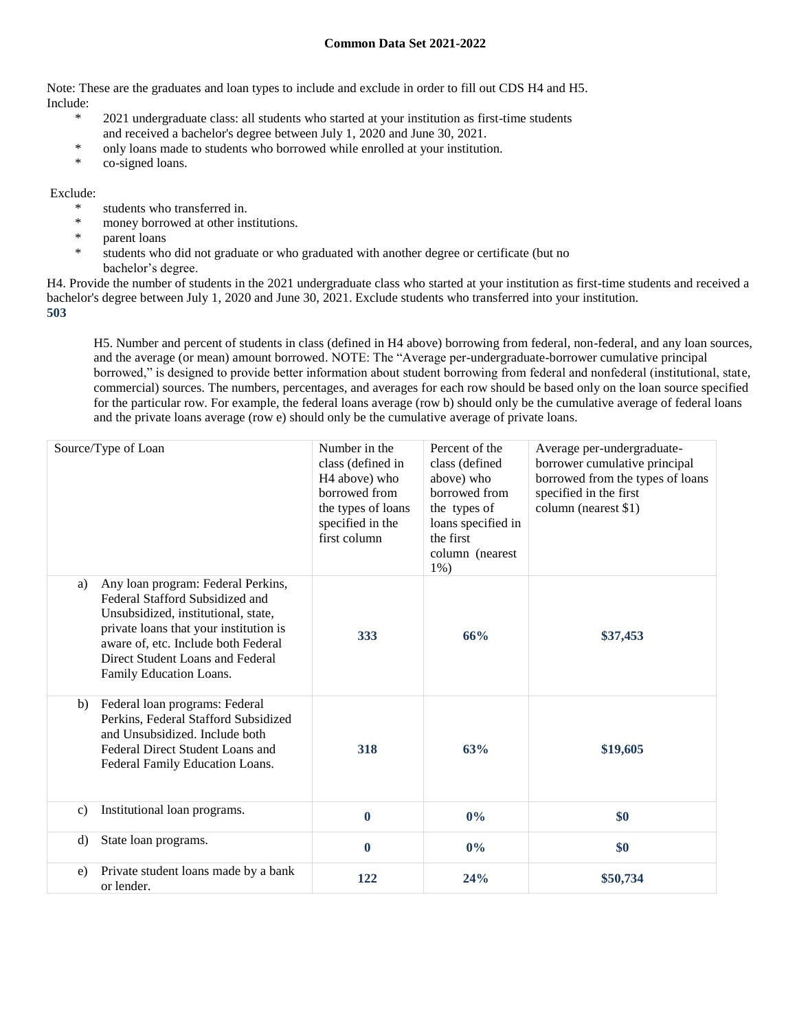Note: These are the graduates and loan types to include and exclude in order to fill out CDS H4 and H5.
Include:

- 2021 undergraduate class: all students who started at your institution as first-time students and received a bachelor's degree between July 1, 2020 and June 30, 2021.
- only loans made to students who borrowed while enrolled at your institution.
- co-signed loans.

Exclude:

- students who transferred in.
- money borrowed at other institutions.
- parent loans
- students who did not graduate or who graduated with another degree or certificate (but no bachelor's degree.

H4. Provide the number of students in the 2021 undergraduate class who started at your institution as first-time students and received a bachelor's degree between July 1, 2020 and June 30, 2021. Exclude students who transferred into your institution.
**503**

H5. Number and percent of students in class (defined in H4 above) borrowing from federal, non-federal, and any loan sources, and the average (or mean) amount borrowed. NOTE: The "Average per-undergraduate-borrower cumulative principal borrowed," is designed to provide better information about student borrowing from federal and nonfederal (institutional, state, commercial) sources. The numbers, percentages, and averages for each row should be based only on the loan source specified for the particular row. For example, the federal loans average (row b) should only be the cumulative average of federal loans and the private loans average (row e) should only be the cumulative average of private loans.

| Source/Type of Loan | Number in the class (defined in H4 above) who borrowed from the types of loans specified in the first column | Percent of the class (defined above) who borrowed from the types of loans specified in the first column (nearest 1%) | Average per-undergraduate-borrower cumulative principal borrowed from the types of loans specified in the first column (nearest $1) |
|---|---|---|---|
| a) Any loan program: Federal Perkins, Federal Stafford Subsidized and Unsubsidized, institutional, state, private loans that your institution is aware of, etc. Include both Federal Direct Student Loans and Federal Family Education Loans. | **333** | **66%** | **$37,453** |
| b) Federal loan programs: Federal Perkins, Federal Stafford Subsidized and Unsubsidized. Include both Federal Direct Student Loans and Federal Family Education Loans. | **318** | **63%** | **$19,605** |
| c) Institutional loan programs. | **0** | **0%** | **$0** |
| d) State loan programs. | **0** | **0%** | **$0** |
| e) Private student loans made by a bank or lender. | **122** | **24%** | **$50,734** |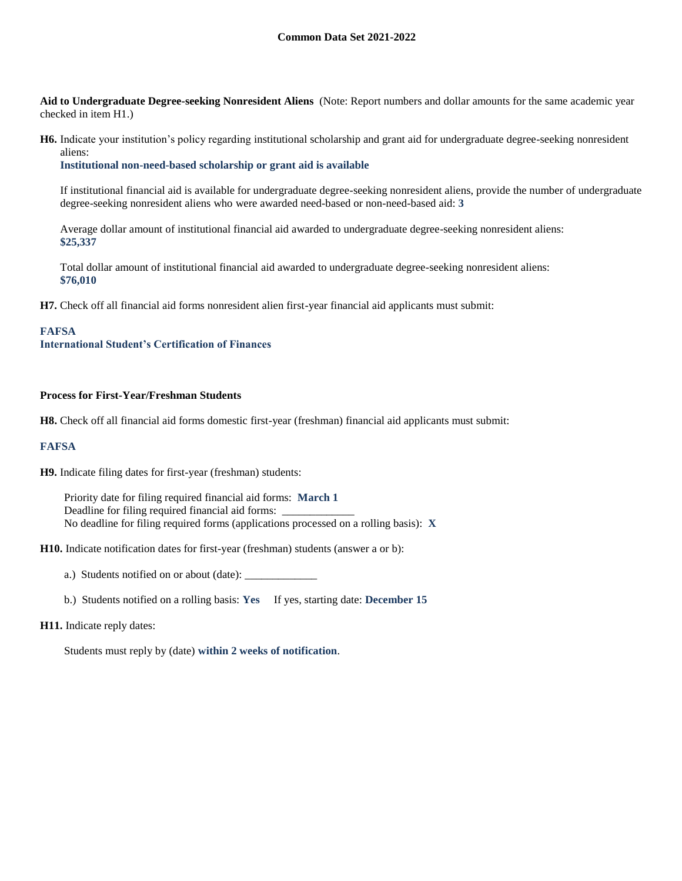**Aid to Undergraduate Degree-seeking Nonresident Aliens** (Note: Report numbers and dollar amounts for the same academic year checked in item H1.)

**H6.** Indicate your institution's policy regarding institutional scholarship and grant aid for undergraduate degree-seeking nonresident aliens:

**Institutional non-need-based scholarship or grant aid is available**

If institutional financial aid is available for undergraduate degree-seeking nonresident aliens, provide the number of undergraduate degree-seeking nonresident aliens who were awarded need-based or non-need-based aid: **3**

Average dollar amount of institutional financial aid awarded to undergraduate degree-seeking nonresident aliens: **$25,337**

Total dollar amount of institutional financial aid awarded to undergraduate degree-seeking nonresident aliens: **$76,010**

**H7.** Check off all financial aid forms nonresident alien first-year financial aid applicants must submit:

**FAFSA**
**International Student's Certification of Finances**

**Process for First-Year/Freshman Students**

**H8.** Check off all financial aid forms domestic first-year (freshman) financial aid applicants must submit:

**FAFSA**

**H9.** Indicate filing dates for first-year (freshman) students:

Priority date for filing required financial aid forms: **March 1**
Deadline for filing required financial aid forms: ____________
No deadline for filing required forms (applications processed on a rolling basis): **X**

**H10.** Indicate notification dates for first-year (freshman) students (answer a or b):

a.) Students notified on or about (date): ____________

b.) Students notified on a rolling basis: **Yes** If yes, starting date: **December 15**

**H11.** Indicate reply dates:

Students must reply by (date) **within 2 weeks of notification**.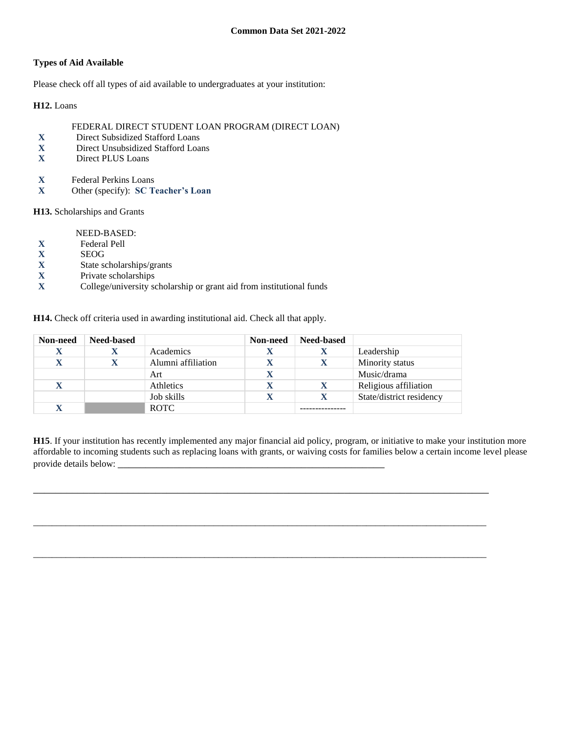**Common Data Set 2021-2022**

**Types of Aid Available**

Please check off all types of aid available to undergraduates at your institution:

**H12.** Loans

FEDERAL DIRECT STUDENT LOAN PROGRAM (DIRECT LOAN)

- **X** Direct Subsidized Stafford Loans
- **X** Direct Unsubsidized Stafford Loans
- **X** Direct PLUS Loans

- **X** Federal Perkins Loans
- **X** Other (specify): **SC Teacher's Loan**

**H13.** Scholarships and Grants

NEED-BASED:

- **X** Federal Pell
- **X** SEOG
- **X** State scholarships/grants
- **X** Private scholarships
- **X** College/university scholarship or grant aid from institutional funds

**H14.** Check off criteria used in awarding institutional aid. Check all that apply.

| Non-need | Need-based | | Non-need | Need-based | |
|---|---|---|---|---|---|
| X | X | Academics | X | X | Leadership |
| X | X | Alumni affiliation | X | X | Minority status |
| | | Art | X | | Music/drama |
| X | | Athletics | X | X | Religious affiliation |
| | | Job skills | X | X | State/district residency |
| X | | ROTC | | --------------- | |

**H15**. If your institution has recently implemented any major financial aid policy, program, or initiative to make your institution more affordable to incoming students such as replacing loans with grants, or waiving costs for families below a certain income level please provide details below: \_\_\_\_\_\_\_\_\_\_\_\_\_\_\_\_\_\_\_\_\_\_\_\_\_\_\_\_\_\_\_\_\_\_\_\_\_\_\_\_\_\_\_\_\_\_\_\_\_\_\_\_\_\_\_\_\_\_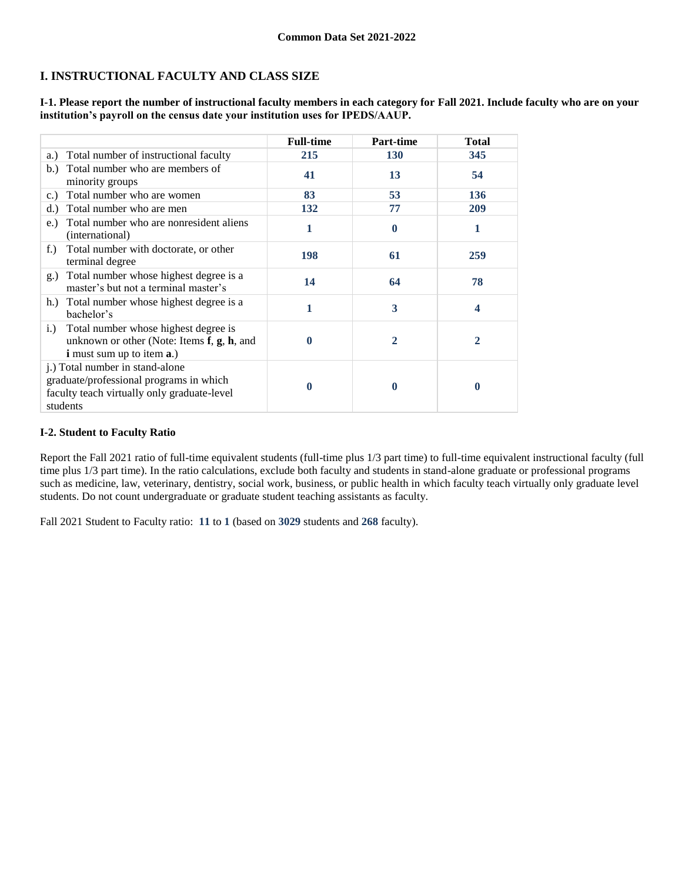**Common Data Set 2021-2022**

## I. INSTRUCTIONAL FACULTY AND CLASS SIZE

**I-1. Please report the number of instructional faculty members in each category for Fall 2021. Include faculty who are on your institution's payroll on the census date your institution uses for IPEDS/AAUP.**

| | Full-time | Part-time | Total |
|---|---|---|---|
| a.) Total number of instructional faculty | 215 | 130 | 345 |
| b.) Total number who are members of minority groups | 41 | 13 | 54 |
| c.) Total number who are women | 83 | 53 | 136 |
| d.) Total number who are men | 132 | 77 | 209 |
| e.) Total number who are nonresident aliens (international) | 1 | 0 | 1 |
| f.) Total number with doctorate, or other terminal degree | 198 | 61 | 259 |
| g.) Total number whose highest degree is a master's but not a terminal master's | 14 | 64 | 78 |
| h.) Total number whose highest degree is a bachelor's | 1 | 3 | 4 |
| i.) Total number whose highest degree is unknown or other (Note: Items **f**, **g**, **h**, and **i** must sum up to item **a**.) | 0 | 2 | 2 |
| j.) Total number in stand-alone graduate/professional programs in which faculty teach virtually only graduate-level students | 0 | 0 | 0 |

**I-2. Student to Faculty Ratio**

Report the Fall 2021 ratio of full-time equivalent students (full-time plus 1/3 part time) to full-time equivalent instructional faculty (full time plus 1/3 part time). In the ratio calculations, exclude both faculty and students in stand-alone graduate or professional programs such as medicine, law, veterinary, dentistry, social work, business, or public health in which faculty teach virtually only graduate level students. Do not count undergraduate or graduate student teaching assistants as faculty.

Fall 2021 Student to Faculty ratio: **11** to **1** (based on **3029** students and **268** faculty).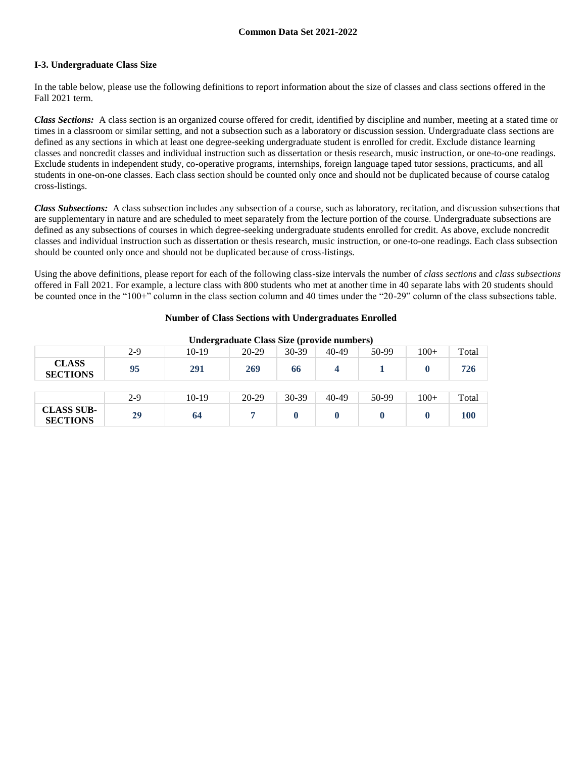**Common Data Set 2021-2022**

### I-3. Undergraduate Class Size

In the table below, please use the following definitions to report information about the size of classes and class sections offered in the Fall 2021 term.

***Class Sections:*** A class section is an organized course offered for credit, identified by discipline and number, meeting at a stated time or times in a classroom or similar setting, and not a subsection such as a laboratory or discussion session. Undergraduate class sections are defined as any sections in which at least one degree-seeking undergraduate student is enrolled for credit. Exclude distance learning classes and noncredit classes and individual instruction such as dissertation or thesis research, music instruction, or one-to-one readings. Exclude students in independent study, co-operative programs, internships, foreign language taped tutor sessions, practicums, and all students in one-on-one classes. Each class section should be counted only once and should not be duplicated because of course catalog cross-listings.

***Class Subsections:*** A class subsection includes any subsection of a course, such as laboratory, recitation, and discussion subsections that are supplementary in nature and are scheduled to meet separately from the lecture portion of the course. Undergraduate subsections are defined as any subsections of courses in which degree-seeking undergraduate students enrolled for credit. As above, exclude noncredit classes and individual instruction such as dissertation or thesis research, music instruction, or one-to-one readings. Each class subsection should be counted only once and should not be duplicated because of cross-listings.

Using the above definitions, please report for each of the following class-size intervals the number of *class sections* and *class subsections* offered in Fall 2021. For example, a lecture class with 800 students who met at another time in 40 separate labs with 20 students should be counted once in the "100+" column in the class section column and 40 times under the "20-29" column of the class subsections table.

**Number of Class Sections with Undergraduates Enrolled**

**Undergraduate Class Size (provide numbers)**

| | 2-9 | 10-19 | 20-29 | 30-39 | 40-49 | 50-99 | 100+ | Total |
|---|---|---|---|---|---|---|---|---|
| **CLASS SECTIONS** | **95** | **291** | **269** | **66** | **4** | **1** | **0** | **726** |

| | 2-9 | 10-19 | 20-29 | 30-39 | 40-49 | 50-99 | 100+ | Total |
|---|---|---|---|---|---|---|---|---|
| **CLASS SUB-SECTIONS** | **29** | **64** | **7** | **0** | **0** | **0** | **0** | **100** |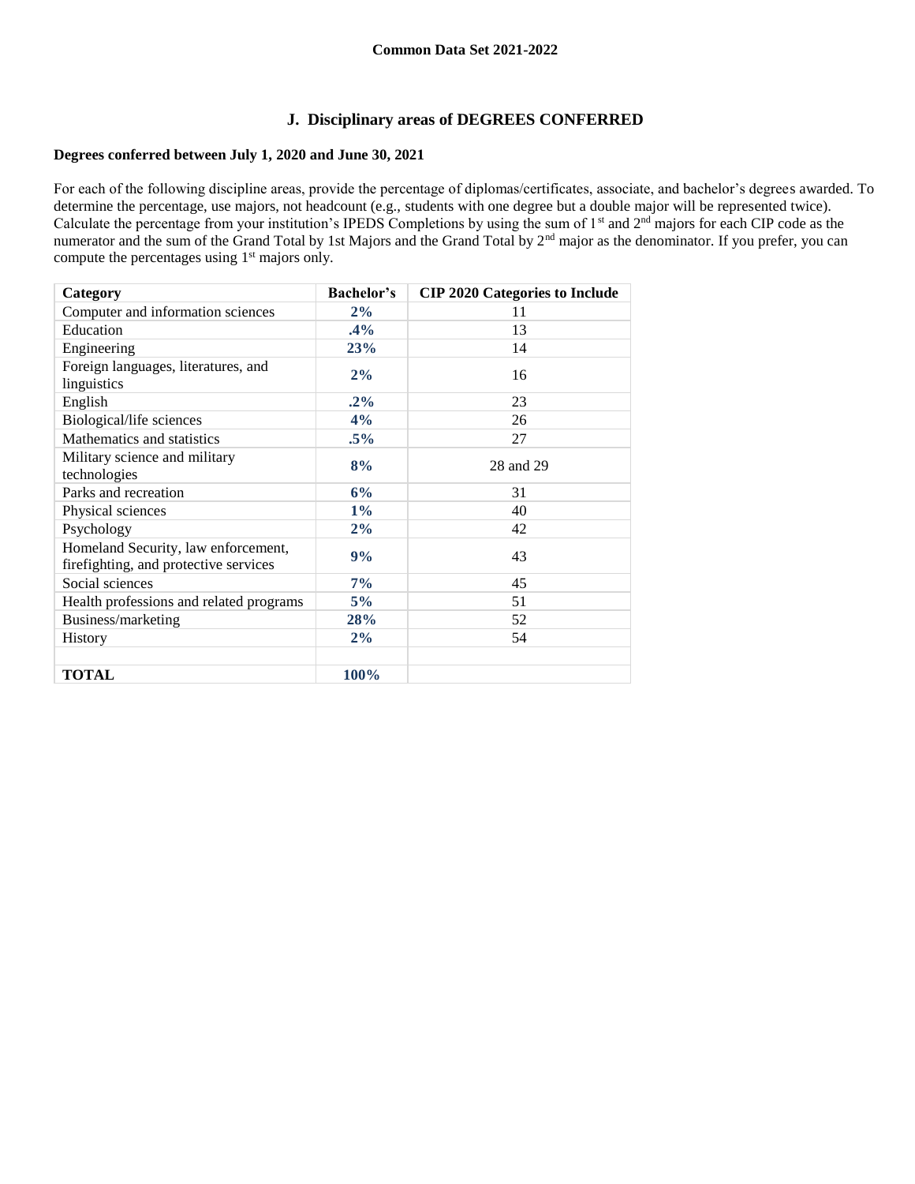## J. Disciplinary areas of DEGREES CONFERRED

**Degrees conferred between July 1, 2020 and June 30, 2021**

For each of the following discipline areas, provide the percentage of diplomas/certificates, associate, and bachelor's degrees awarded. To determine the percentage, use majors, not headcount (e.g., students with one degree but a double major will be represented twice). Calculate the percentage from your institution's IPEDS Completions by using the sum of 1st and 2nd majors for each CIP code as the numerator and the sum of the Grand Total by 1st Majors and the Grand Total by 2nd major as the denominator. If you prefer, you can compute the percentages using 1st majors only.

| Category | Bachelor's | CIP 2020 Categories to Include |
|---|---|---|
| Computer and information sciences | **2%** | 11 |
| Education | **.4%** | 13 |
| Engineering | **23%** | 14 |
| Foreign languages, literatures, and linguistics | **2%** | 16 |
| English | **.2%** | 23 |
| Biological/life sciences | **4%** | 26 |
| Mathematics and statistics | **.5%** | 27 |
| Military science and military technologies | **8%** | 28 and 29 |
| Parks and recreation | **6%** | 31 |
| Physical sciences | **1%** | 40 |
| Psychology | **2%** | 42 |
| Homeland Security, law enforcement, firefighting, and protective services | **9%** | 43 |
| Social sciences | **7%** | 45 |
| Health professions and related programs | **5%** | 51 |
| Business/marketing | **28%** | 52 |
| History | **2%** | 54 |
| | | |
| **TOTAL** | **100%** | |